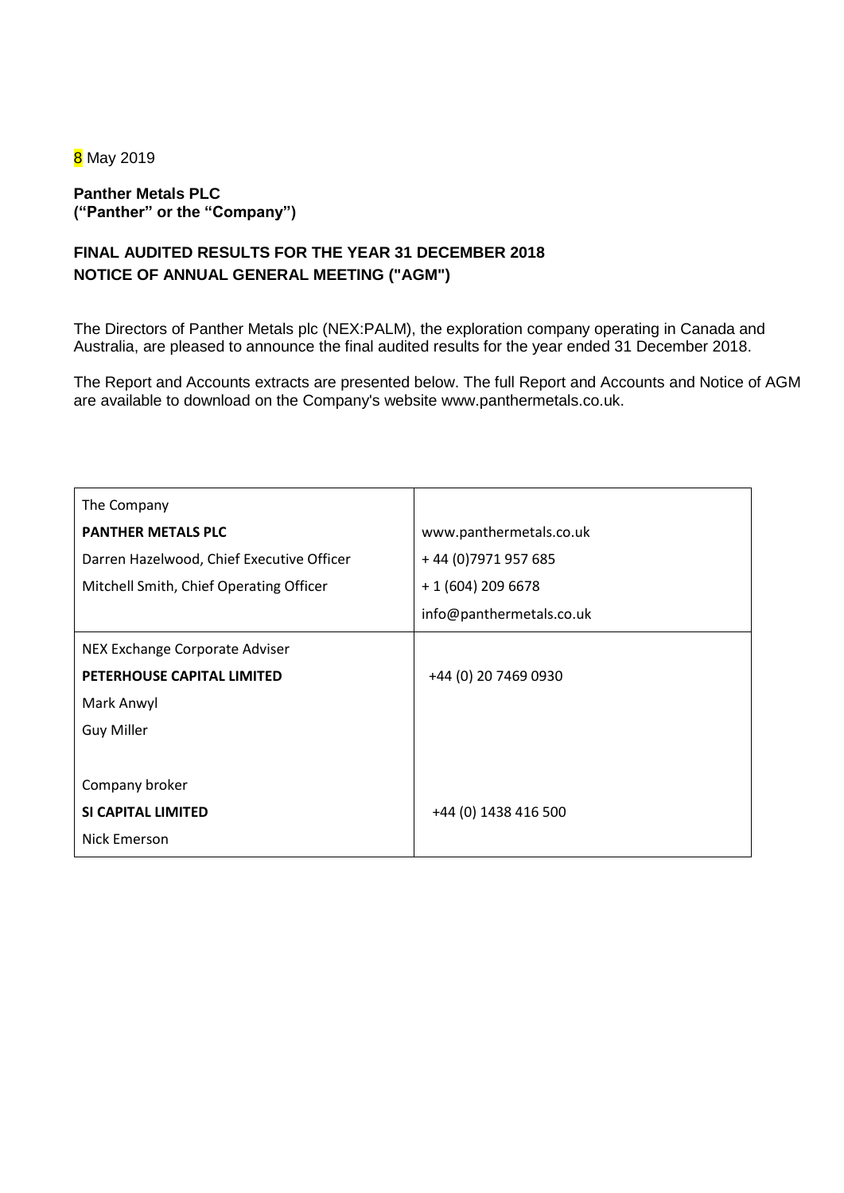8 May 2019

**Panther Metals PLC**
**("Panther" or the "Company")**

## FINAL AUDITED RESULTS FOR THE YEAR 31 DECEMBER 2018
## NOTICE OF ANNUAL GENERAL MEETING ("AGM")

The Directors of Panther Metals plc (NEX:PALM), the exploration company operating in Canada and Australia, are pleased to announce the final audited results for the year ended 31 December 2018.

The Report and Accounts extracts are presented below. The full Report and Accounts and Notice of AGM are available to download on the Company's website www.panthermetals.co.uk.

| The Company | |
|---|---|
| **PANTHER METALS PLC** | www.panthermetals.co.uk |
| Darren Hazelwood, Chief Executive Officer | + 44 (0)7971 957 685 |
| Mitchell Smith, Chief Operating Officer | + 1 (604) 209 6678 |
| | info@panthermetals.co.uk |
| NEX Exchange Corporate Adviser | |
| **PETERHOUSE CAPITAL LIMITED** | +44 (0) 20 7469 0930 |
| Mark Anwyl | |
| Guy Miller | |
| Company broker | |
| **SI CAPITAL LIMITED** | +44 (0) 1438 416 500 |
| Nick Emerson | |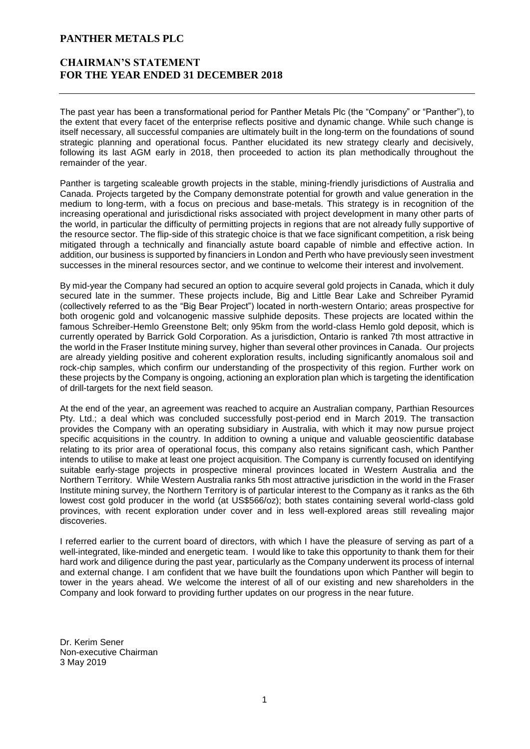# PANTHER METALS PLC

## CHAIRMAN'S STATEMENT
## FOR THE YEAR ENDED 31 DECEMBER 2018

The past year has been a transformational period for Panther Metals Plc (the "Company" or "Panther"), to the extent that every facet of the enterprise reflects positive and dynamic change. While such change is itself necessary, all successful companies are ultimately built in the long-term on the foundations of sound strategic planning and operational focus. Panther elucidated its new strategy clearly and decisively, following its last AGM early in 2018, then proceeded to action its plan methodically throughout the remainder of the year.

Panther is targeting scaleable growth projects in the stable, mining-friendly jurisdictions of Australia and Canada. Projects targeted by the Company demonstrate potential for growth and value generation in the medium to long-term, with a focus on precious and base-metals. This strategy is in recognition of the increasing operational and jurisdictional risks associated with project development in many other parts of the world, in particular the difficulty of permitting projects in regions that are not already fully supportive of the resource sector. The flip-side of this strategic choice is that we face significant competition, a risk being mitigated through a technically and financially astute board capable of nimble and effective action. In addition, our business is supported by financiers in London and Perth who have previously seen investment successes in the mineral resources sector, and we continue to welcome their interest and involvement.

By mid-year the Company had secured an option to acquire several gold projects in Canada, which it duly secured late in the summer. These projects include, Big and Little Bear Lake and Schreiber Pyramid (collectively referred to as the "Big Bear Project") located in north-western Ontario; areas prospective for both orogenic gold and volcanogenic massive sulphide deposits. These projects are located within the famous Schreiber-Hemlo Greenstone Belt; only 95km from the world-class Hemlo gold deposit, which is currently operated by Barrick Gold Corporation. As a jurisdiction, Ontario is ranked 7th most attractive in the world in the Fraser Institute mining survey, higher than several other provinces in Canada. Our projects are already yielding positive and coherent exploration results, including significantly anomalous soil and rock-chip samples, which confirm our understanding of the prospectivity of this region. Further work on these projects by the Company is ongoing, actioning an exploration plan which is targeting the identification of drill-targets for the next field season.

At the end of the year, an agreement was reached to acquire an Australian company, Parthian Resources Pty. Ltd.; a deal which was concluded successfully post-period end in March 2019. The transaction provides the Company with an operating subsidiary in Australia, with which it may now pursue project specific acquisitions in the country. In addition to owning a unique and valuable geoscientific database relating to its prior area of operational focus, this company also retains significant cash, which Panther intends to utilise to make at least one project acquisition. The Company is currently focused on identifying suitable early-stage projects in prospective mineral provinces located in Western Australia and the Northern Territory. While Western Australia ranks 5th most attractive jurisdiction in the world in the Fraser Institute mining survey, the Northern Territory is of particular interest to the Company as it ranks as the 6th lowest cost gold producer in the world (at US$566/oz); both states containing several world-class gold provinces, with recent exploration under cover and in less well-explored areas still revealing major discoveries.

I referred earlier to the current board of directors, with which I have the pleasure of serving as part of a well-integrated, like-minded and energetic team. I would like to take this opportunity to thank them for their hard work and diligence during the past year, particularly as the Company underwent its process of internal and external change. I am confident that we have built the foundations upon which Panther will begin to tower in the years ahead. We welcome the interest of all of our existing and new shareholders in the Company and look forward to providing further updates on our progress in the near future.

Dr. Kerim Sener  
Non-executive Chairman  
3 May 2019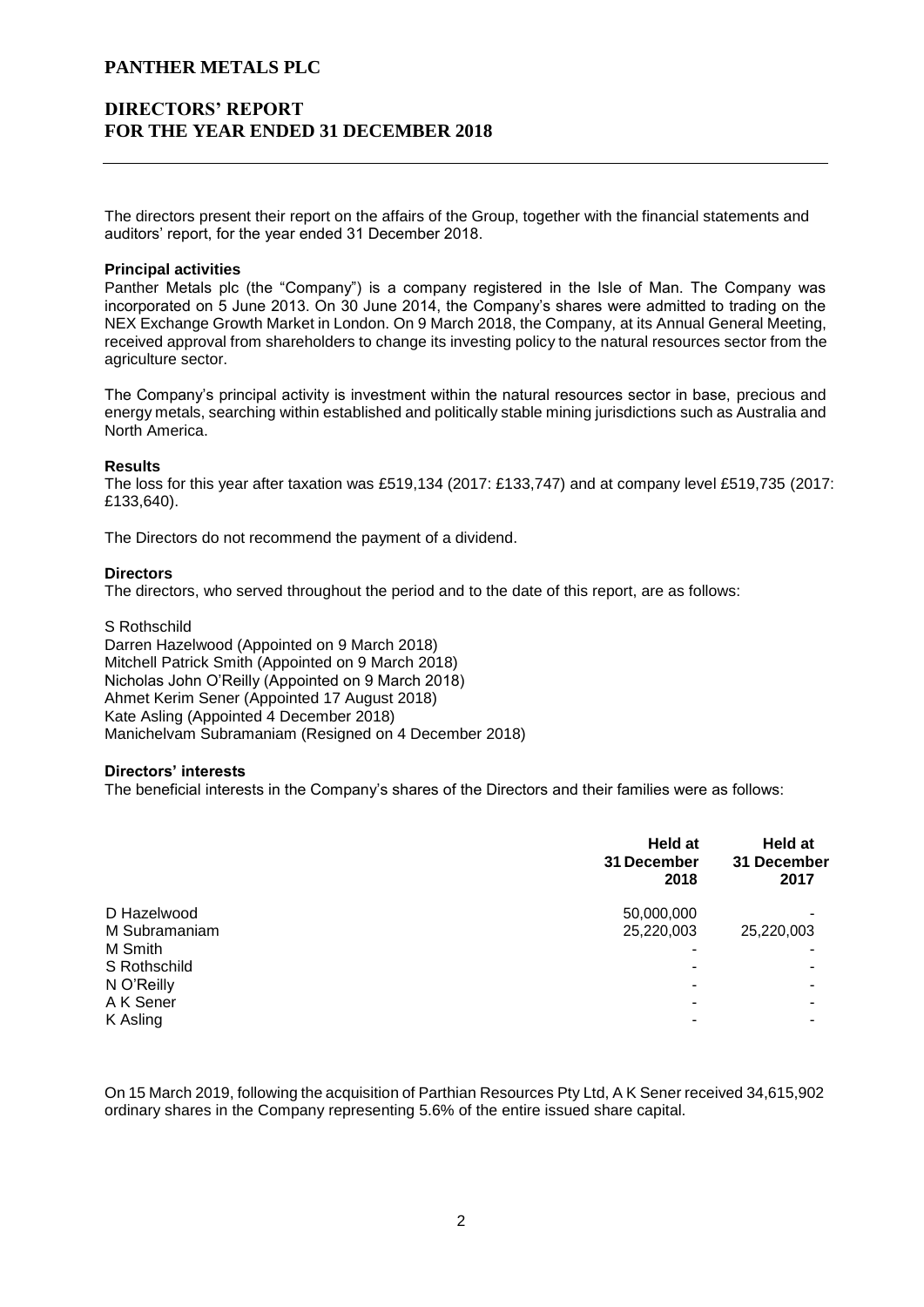# PANTHER METALS PLC

## DIRECTORS' REPORT
## FOR THE YEAR ENDED 31 DECEMBER 2018

The directors present their report on the affairs of the Group, together with the financial statements and auditors' report, for the year ended 31 December 2018.

### Principal activities

Panther Metals plc (the "Company") is a company registered in the Isle of Man. The Company was incorporated on 5 June 2013. On 30 June 2014, the Company's shares were admitted to trading on the NEX Exchange Growth Market in London. On 9 March 2018, the Company, at its Annual General Meeting, received approval from shareholders to change its investing policy to the natural resources sector from the agriculture sector.

The Company's principal activity is investment within the natural resources sector in base, precious and energy metals, searching within established and politically stable mining jurisdictions such as Australia and North America.

### Results

The loss for this year after taxation was £519,134 (2017: £133,747) and at company level £519,735 (2017: £133,640).

The Directors do not recommend the payment of a dividend.

### Directors

The directors, who served throughout the period and to the date of this report, are as follows:

S Rothschild
Darren Hazelwood (Appointed on 9 March 2018)
Mitchell Patrick Smith (Appointed on 9 March 2018)
Nicholas John O'Reilly (Appointed on 9 March 2018)
Ahmet Kerim Sener (Appointed 17 August 2018)
Kate Asling (Appointed 4 December 2018)
Manichelvam Subramaniam (Resigned on 4 December 2018)

### Directors' interests

The beneficial interests in the Company's shares of the Directors and their families were as follows:

| | Held at 31 December 2018 | Held at 31 December 2017 |
|---|---|---|
| D Hazelwood | 50,000,000 | - |
| M Subramaniam | 25,220,003 | 25,220,003 |
| M Smith | - | - |
| S Rothschild | - | - |
| N O'Reilly | - | - |
| A K Sener | - | - |
| K Asling | - | - |

On 15 March 2019, following the acquisition of Parthian Resources Pty Ltd, A K Sener received 34,615,902 ordinary shares in the Company representing 5.6% of the entire issued share capital.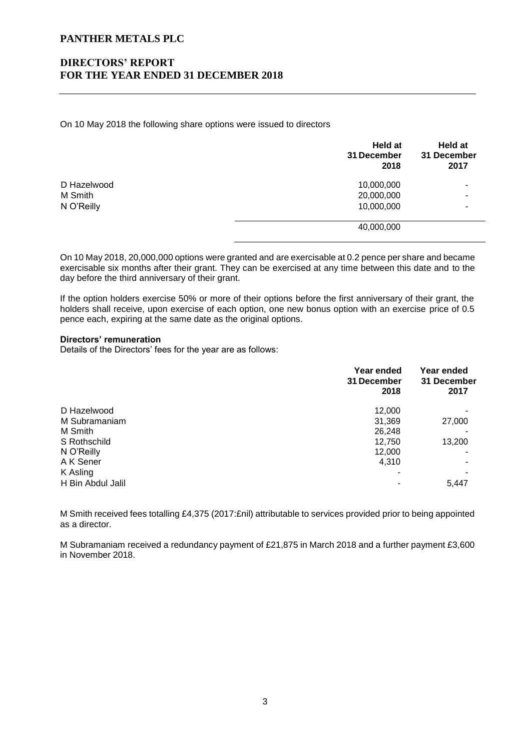On 10 May 2018 the following share options were issued to directors

| | Held at 31 December 2018 | Held at 31 December 2017 |
|---|---|---|
| D Hazelwood | 10,000,000 | - |
| M Smith | 20,000,000 | - |
| N O'Reilly | 10,000,000 | - |
| | 40,000,000 | |

On 10 May 2018, 20,000,000 options were granted and are exercisable at 0.2 pence per share and became exercisable six months after their grant. They can be exercised at any time between this date and to the day before the third anniversary of their grant.

If the option holders exercise 50% or more of their options before the first anniversary of their grant, the holders shall receive, upon exercise of each option, one new bonus option with an exercise price of 0.5 pence each, expiring at the same date as the original options.

**Directors' remuneration**

Details of the Directors' fees for the year are as follows:

| | Year ended 31 December 2018 | Year ended 31 December 2017 |
|---|---|---|
| D Hazelwood | 12,000 | - |
| M Subramaniam | 31,369 | 27,000 |
| M Smith | 26,248 | - |
| S Rothschild | 12,750 | 13,200 |
| N O'Reilly | 12,000 | - |
| A K Sener | 4,310 | - |
| K Asling | - | - |
| H Bin Abdul Jalil | - | 5,447 |

M Smith received fees totalling £4,375 (2017:£nil) attributable to services provided prior to being appointed as a director.

M Subramaniam received a redundancy payment of £21,875 in March 2018 and a further payment £3,600 in November 2018.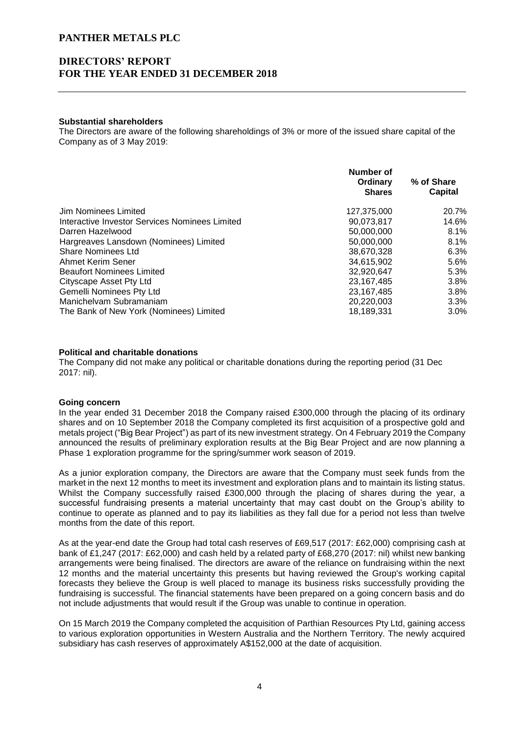### Substantial shareholders

The Directors are aware of the following shareholdings of 3% or more of the issued share capital of the Company as of 3 May 2019:

| | Number of Ordinary Shares | % of Share Capital |
|---|---|---|
| Jim Nominees Limited | 127,375,000 | 20.7% |
| Interactive Investor Services Nominees Limited | 90,073,817 | 14.6% |
| Darren Hazelwood | 50,000,000 | 8.1% |
| Hargreaves Lansdown (Nominees) Limited | 50,000,000 | 8.1% |
| Share Nominees Ltd | 38,670,328 | 6.3% |
| Ahmet Kerim Sener | 34,615,902 | 5.6% |
| Beaufort Nominees Limited | 32,920,647 | 5.3% |
| Cityscape Asset Pty Ltd | 23,167,485 | 3.8% |
| Gemelli Nominees Pty Ltd | 23,167,485 | 3.8% |
| Manichelvam Subramaniam | 20,220,003 | 3.3% |
| The Bank of New York (Nominees) Limited | 18,189,331 | 3.0% |

### Political and charitable donations

The Company did not make any political or charitable donations during the reporting period (31 Dec 2017: nil).

### Going concern

In the year ended 31 December 2018 the Company raised £300,000 through the placing of its ordinary shares and on 10 September 2018 the Company completed its first acquisition of a prospective gold and metals project ("Big Bear Project") as part of its new investment strategy. On 4 February 2019 the Company announced the results of preliminary exploration results at the Big Bear Project and are now planning a Phase 1 exploration programme for the spring/summer work season of 2019.

As a junior exploration company, the Directors are aware that the Company must seek funds from the market in the next 12 months to meet its investment and exploration plans and to maintain its listing status. Whilst the Company successfully raised £300,000 through the placing of shares during the year, a successful fundraising presents a material uncertainty that may cast doubt on the Group's ability to continue to operate as planned and to pay its liabilities as they fall due for a period not less than twelve months from the date of this report.

As at the year-end date the Group had total cash reserves of £69,517 (2017: £62,000) comprising cash at bank of £1,247 (2017: £62,000) and cash held by a related party of £68,270 (2017: nil) whilst new banking arrangements were being finalised. The directors are aware of the reliance on fundraising within the next 12 months and the material uncertainty this presents but having reviewed the Group's working capital forecasts they believe the Group is well placed to manage its business risks successfully providing the fundraising is successful. The financial statements have been prepared on a going concern basis and do not include adjustments that would result if the Group was unable to continue in operation.

On 15 March 2019 the Company completed the acquisition of Parthian Resources Pty Ltd, gaining access to various exploration opportunities in Western Australia and the Northern Territory. The newly acquired subsidiary has cash reserves of approximately A$152,000 at the date of acquisition.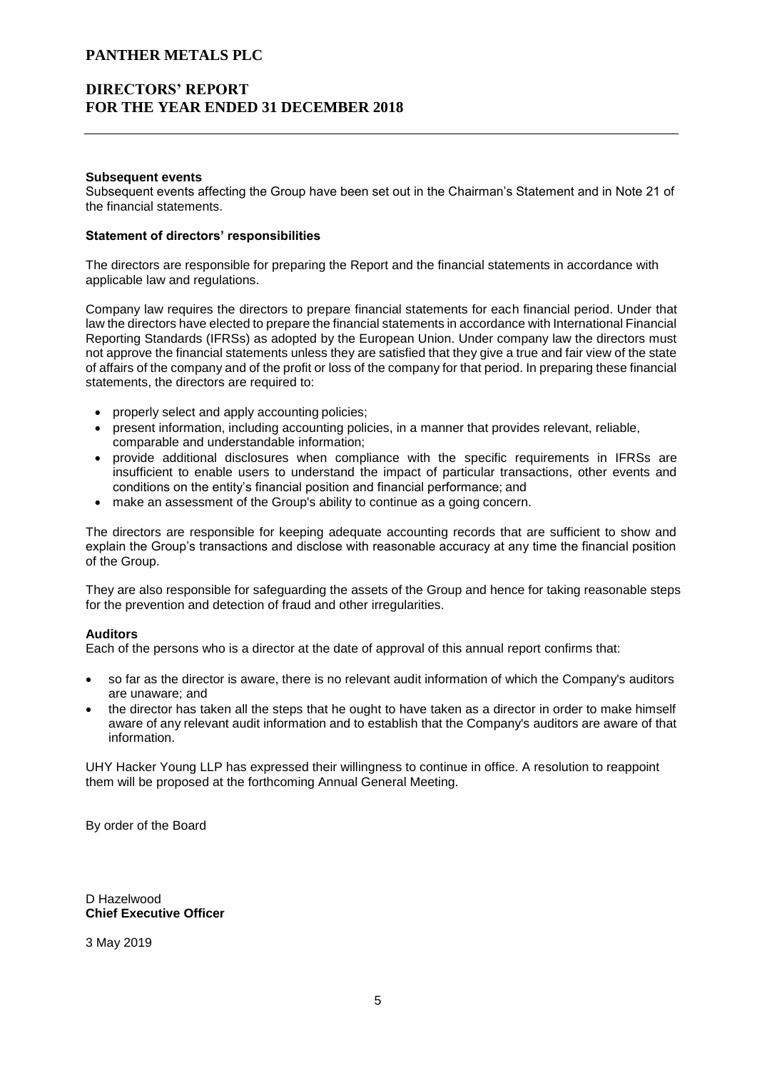**Subsequent events**

Subsequent events affecting the Group have been set out in the Chairman's Statement and in Note 21 of the financial statements.

**Statement of directors' responsibilities**

The directors are responsible for preparing the Report and the financial statements in accordance with applicable law and regulations.

Company law requires the directors to prepare financial statements for each financial period. Under that law the directors have elected to prepare the financial statements in accordance with International Financial Reporting Standards (IFRSs) as adopted by the European Union. Under company law the directors must not approve the financial statements unless they are satisfied that they give a true and fair view of the state of affairs of the company and of the profit or loss of the company for that period. In preparing these financial statements, the directors are required to:

- properly select and apply accounting policies;
- present information, including accounting policies, in a manner that provides relevant, reliable, comparable and understandable information;
- provide additional disclosures when compliance with the specific requirements in IFRSs are insufficient to enable users to understand the impact of particular transactions, other events and conditions on the entity's financial position and financial performance; and
- make an assessment of the Group's ability to continue as a going concern.

The directors are responsible for keeping adequate accounting records that are sufficient to show and explain the Group's transactions and disclose with reasonable accuracy at any time the financial position of the Group.

They are also responsible for safeguarding the assets of the Group and hence for taking reasonable steps for the prevention and detection of fraud and other irregularities.

**Auditors**

Each of the persons who is a director at the date of approval of this annual report confirms that:

- so far as the director is aware, there is no relevant audit information of which the Company's auditors are unaware; and
- the director has taken all the steps that he ought to have taken as a director in order to make himself aware of any relevant audit information and to establish that the Company's auditors are aware of that information.

UHY Hacker Young LLP has expressed their willingness to continue in office. A resolution to reappoint them will be proposed at the forthcoming Annual General Meeting.

By order of the Board

D Hazelwood
**Chief Executive Officer**

3 May 2019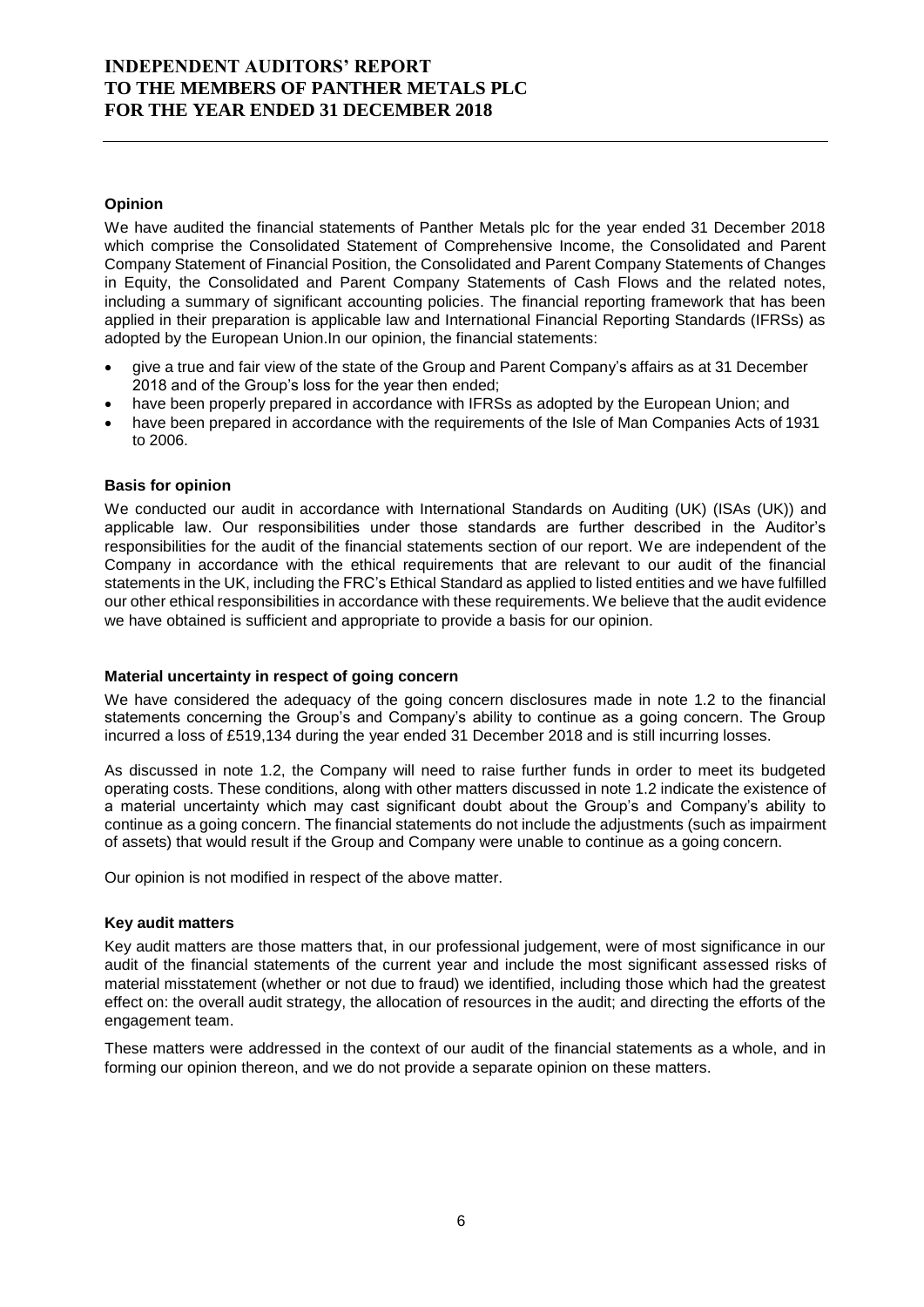# INDEPENDENT AUDITORS' REPORT TO THE MEMBERS OF PANTHER METALS PLC FOR THE YEAR ENDED 31 DECEMBER 2018

### Opinion

We have audited the financial statements of Panther Metals plc for the year ended 31 December 2018 which comprise the Consolidated Statement of Comprehensive Income, the Consolidated and Parent Company Statement of Financial Position, the Consolidated and Parent Company Statements of Changes in Equity, the Consolidated and Parent Company Statements of Cash Flows and the related notes, including a summary of significant accounting policies. The financial reporting framework that has been applied in their preparation is applicable law and International Financial Reporting Standards (IFRSs) as adopted by the European Union.In our opinion, the financial statements:

- give a true and fair view of the state of the Group and Parent Company's affairs as at 31 December 2018 and of the Group's loss for the year then ended;
- have been properly prepared in accordance with IFRSs as adopted by the European Union; and
- have been prepared in accordance with the requirements of the Isle of Man Companies Acts of 1931 to 2006.

### Basis for opinion

We conducted our audit in accordance with International Standards on Auditing (UK) (ISAs (UK)) and applicable law. Our responsibilities under those standards are further described in the Auditor's responsibilities for the audit of the financial statements section of our report. We are independent of the Company in accordance with the ethical requirements that are relevant to our audit of the financial statements in the UK, including the FRC's Ethical Standard as applied to listed entities and we have fulfilled our other ethical responsibilities in accordance with these requirements. We believe that the audit evidence we have obtained is sufficient and appropriate to provide a basis for our opinion.

### Material uncertainty in respect of going concern

We have considered the adequacy of the going concern disclosures made in note 1.2 to the financial statements concerning the Group's and Company's ability to continue as a going concern. The Group incurred a loss of £519,134 during the year ended 31 December 2018 and is still incurring losses.

As discussed in note 1.2, the Company will need to raise further funds in order to meet its budgeted operating costs. These conditions, along with other matters discussed in note 1.2 indicate the existence of a material uncertainty which may cast significant doubt about the Group's and Company's ability to continue as a going concern. The financial statements do not include the adjustments (such as impairment of assets) that would result if the Group and Company were unable to continue as a going concern.

Our opinion is not modified in respect of the above matter.

### Key audit matters

Key audit matters are those matters that, in our professional judgement, were of most significance in our audit of the financial statements of the current year and include the most significant assessed risks of material misstatement (whether or not due to fraud) we identified, including those which had the greatest effect on: the overall audit strategy, the allocation of resources in the audit; and directing the efforts of the engagement team.

These matters were addressed in the context of our audit of the financial statements as a whole, and in forming our opinion thereon, and we do not provide a separate opinion on these matters.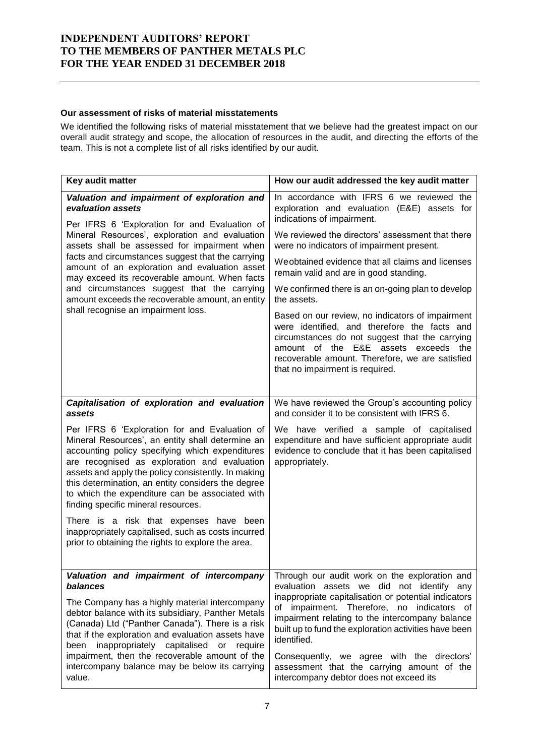**Our assessment of risks of material misstatements**

We identified the following risks of material misstatement that we believe had the greatest impact on our overall audit strategy and scope, the allocation of resources in the audit, and directing the efforts of the team. This is not a complete list of all risks identified by our audit.

| Key audit matter | How our audit addressed the key audit matter |
|---|---|
| ***Valuation and impairment of exploration and evaluation assets***<br><br>Per IFRS 6 'Exploration for and Evaluation of Mineral Resources', exploration and evaluation assets shall be assessed for impairment when facts and circumstances suggest that the carrying amount of an exploration and evaluation asset may exceed its recoverable amount. When facts and circumstances suggest that the carrying amount exceeds the recoverable amount, an entity shall recognise an impairment loss. | In accordance with IFRS 6 we reviewed the exploration and evaluation (E&E) assets for indications of impairment.<br><br>We reviewed the directors' assessment that there were no indicators of impairment present.<br><br>Weobtained evidence that all claims and licenses remain valid and are in good standing.<br><br>We confirmed there is an on-going plan to develop the assets.<br><br>Based on our review, no indicators of impairment were identified, and therefore the facts and circumstances do not suggest that the carrying amount of the E&E assets exceeds the recoverable amount. Therefore, we are satisfied that no impairment is required. |
| ***Capitalisation of exploration and evaluation assets***<br><br>Per IFRS 6 'Exploration for and Evaluation of Mineral Resources', an entity shall determine an accounting policy specifying which expenditures are recognised as exploration and evaluation assets and apply the policy consistently. In making this determination, an entity considers the degree to which the expenditure can be associated with finding specific mineral resources.<br><br>There is a risk that expenses have been inappropriately capitalised, such as costs incurred prior to obtaining the rights to explore the area. | We have reviewed the Group's accounting policy and consider it to be consistent with IFRS 6.<br><br>We have verified a sample of capitalised expenditure and have sufficient appropriate audit evidence to conclude that it has been capitalised appropriately. |
| ***Valuation and impairment of intercompany balances***<br><br>The Company has a highly material intercompany debtor balance with its subsidiary, Panther Metals (Canada) Ltd ("Panther Canada"). There is a risk that if the exploration and evaluation assets have been inappropriately capitalised or require impairment, then the recoverable amount of the intercompany balance may be below its carrying value. | Through our audit work on the exploration and evaluation assets we did not identify any inappropriate capitalisation or potential indicators of impairment. Therefore, no indicators of impairment relating to the intercompany balance built up to fund the exploration activities have been identified.<br><br>Consequently, we agree with the directors' assessment that the carrying amount of the intercompany debtor does not exceed its |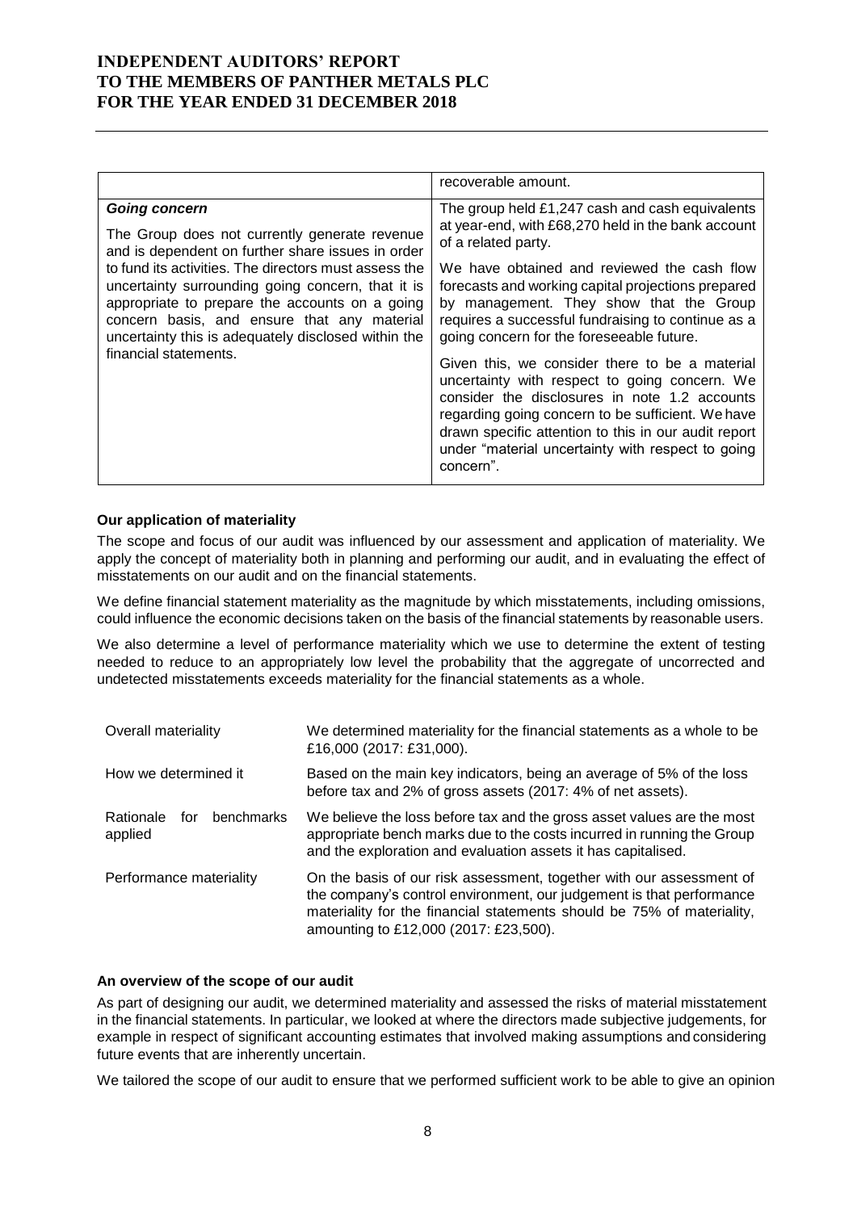| | |
|---|---|
| | recoverable amount. |
| ***Going concern*** The Group does not currently generate revenue and is dependent on further share issues in order to fund its activities. The directors must assess the uncertainty surrounding going concern, that it is appropriate to prepare the accounts on a going concern basis, and ensure that any material uncertainty this is adequately disclosed within the financial statements. | The group held £1,247 cash and cash equivalents at year-end, with £68,270 held in the bank account of a related party. We have obtained and reviewed the cash flow forecasts and working capital projections prepared by management. They show that the Group requires a successful fundraising to continue as a going concern for the foreseeable future. Given this, we consider there to be a material uncertainty with respect to going concern. We consider the disclosures in note 1.2 accounts regarding going concern to be sufficient. We have drawn specific attention to this in our audit report under "material uncertainty with respect to going concern". |

**Our application of materiality**

The scope and focus of our audit was influenced by our assessment and application of materiality. We apply the concept of materiality both in planning and performing our audit, and in evaluating the effect of misstatements on our audit and on the financial statements.

We define financial statement materiality as the magnitude by which misstatements, including omissions, could influence the economic decisions taken on the basis of the financial statements by reasonable users.

We also determine a level of performance materiality which we use to determine the extent of testing needed to reduce to an appropriately low level the probability that the aggregate of uncorrected and undetected misstatements exceeds materiality for the financial statements as a whole.

| | |
|---|---|
| Overall materiality | We determined materiality for the financial statements as a whole to be £16,000 (2017: £31,000). |
| How we determined it | Based on the main key indicators, being an average of 5% of the loss before tax and 2% of gross assets (2017: 4% of net assets). |
| Rationale for benchmarks applied | We believe the loss before tax and the gross asset values are the most appropriate bench marks due to the costs incurred in running the Group and the exploration and evaluation assets it has capitalised. |
| Performance materiality | On the basis of our risk assessment, together with our assessment of the company's control environment, our judgement is that performance materiality for the financial statements should be 75% of materiality, amounting to £12,000 (2017: £23,500). |

**An overview of the scope of our audit**

As part of designing our audit, we determined materiality and assessed the risks of material misstatement in the financial statements. In particular, we looked at where the directors made subjective judgements, for example in respect of significant accounting estimates that involved making assumptions and considering future events that are inherently uncertain.

We tailored the scope of our audit to ensure that we performed sufficient work to be able to give an opinion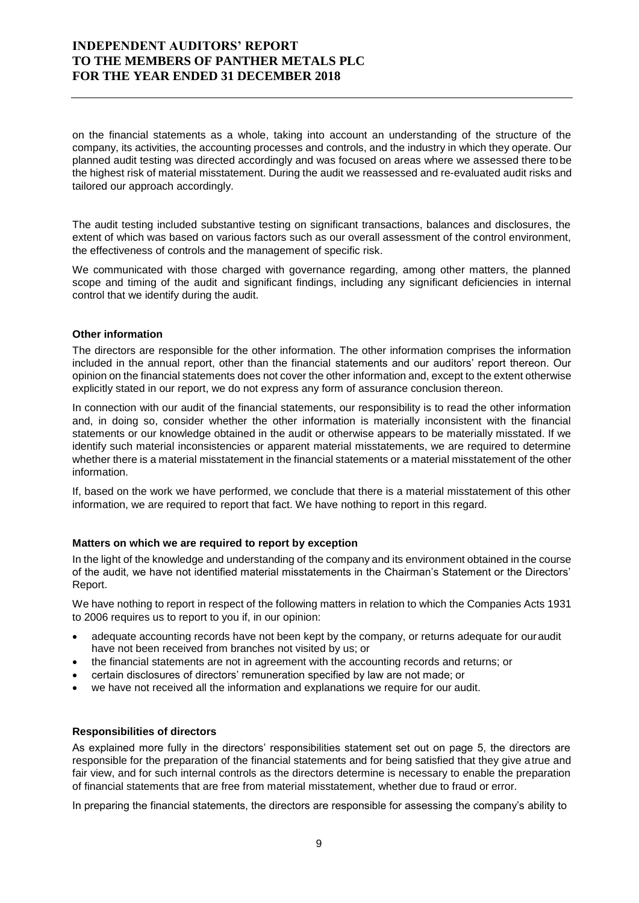on the financial statements as a whole, taking into account an understanding of the structure of the company, its activities, the accounting processes and controls, and the industry in which they operate. Our planned audit testing was directed accordingly and was focused on areas where we assessed there to be the highest risk of material misstatement. During the audit we reassessed and re-evaluated audit risks and tailored our approach accordingly.

The audit testing included substantive testing on significant transactions, balances and disclosures, the extent of which was based on various factors such as our overall assessment of the control environment, the effectiveness of controls and the management of specific risk.

We communicated with those charged with governance regarding, among other matters, the planned scope and timing of the audit and significant findings, including any significant deficiencies in internal control that we identify during the audit.

**Other information**

The directors are responsible for the other information. The other information comprises the information included in the annual report, other than the financial statements and our auditors' report thereon. Our opinion on the financial statements does not cover the other information and, except to the extent otherwise explicitly stated in our report, we do not express any form of assurance conclusion thereon.

In connection with our audit of the financial statements, our responsibility is to read the other information and, in doing so, consider whether the other information is materially inconsistent with the financial statements or our knowledge obtained in the audit or otherwise appears to be materially misstated. If we identify such material inconsistencies or apparent material misstatements, we are required to determine whether there is a material misstatement in the financial statements or a material misstatement of the other information.

If, based on the work we have performed, we conclude that there is a material misstatement of this other information, we are required to report that fact. We have nothing to report in this regard.

**Matters on which we are required to report by exception**

In the light of the knowledge and understanding of the company and its environment obtained in the course of the audit, we have not identified material misstatements in the Chairman's Statement or the Directors' Report.

We have nothing to report in respect of the following matters in relation to which the Companies Acts 1931 to 2006 requires us to report to you if, in our opinion:

- adequate accounting records have not been kept by the company, or returns adequate for our audit have not been received from branches not visited by us; or
- the financial statements are not in agreement with the accounting records and returns; or
- certain disclosures of directors' remuneration specified by law are not made; or
- we have not received all the information and explanations we require for our audit.

**Responsibilities of directors**

As explained more fully in the directors' responsibilities statement set out on page 5, the directors are responsible for the preparation of the financial statements and for being satisfied that they give a true and fair view, and for such internal controls as the directors determine is necessary to enable the preparation of financial statements that are free from material misstatement, whether due to fraud or error.

In preparing the financial statements, the directors are responsible for assessing the company's ability to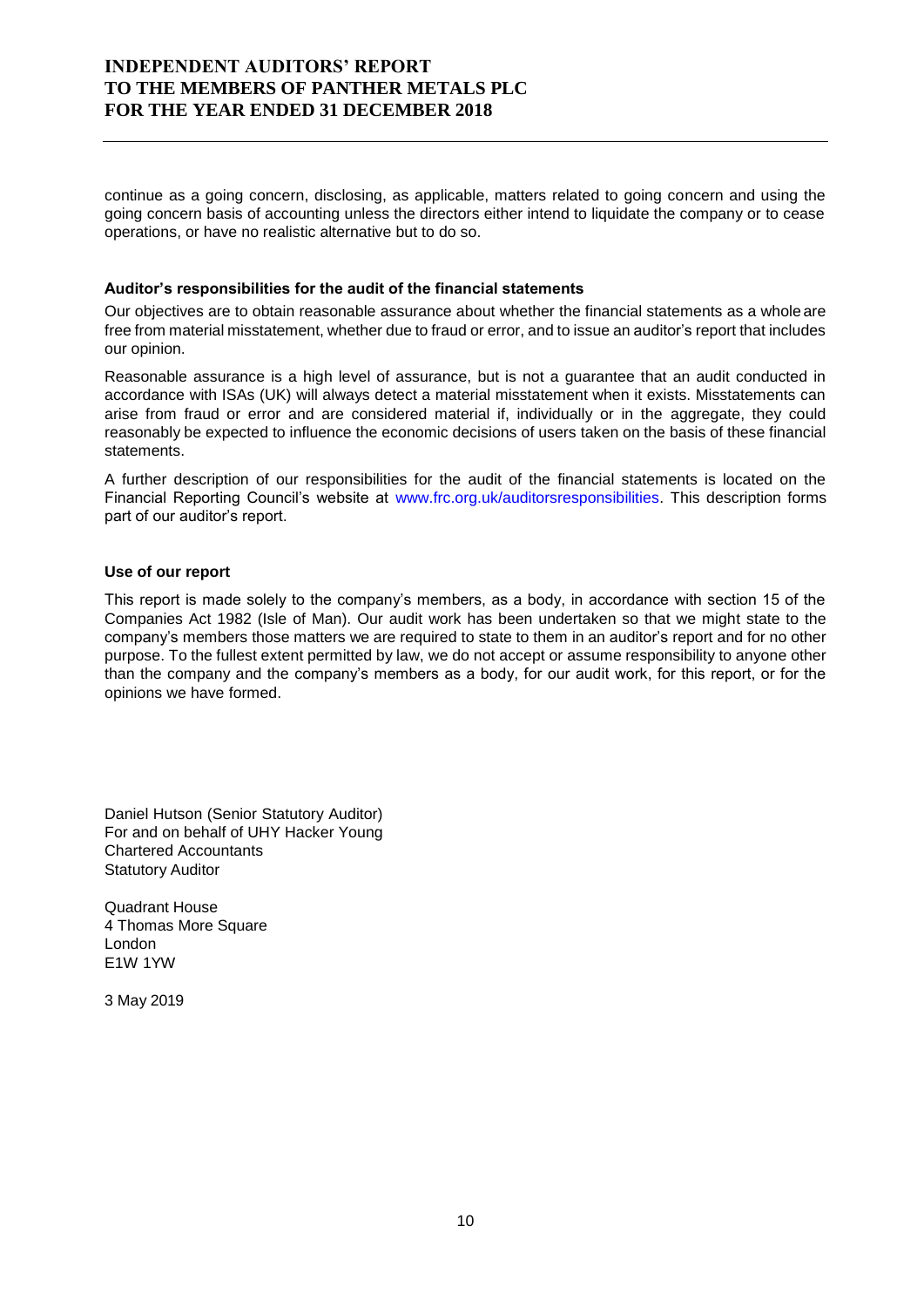continue as a going concern, disclosing, as applicable, matters related to going concern and using the going concern basis of accounting unless the directors either intend to liquidate the company or to cease operations, or have no realistic alternative but to do so.

**Auditor's responsibilities for the audit of the financial statements**

Our objectives are to obtain reasonable assurance about whether the financial statements as a whole are free from material misstatement, whether due to fraud or error, and to issue an auditor's report that includes our opinion.

Reasonable assurance is a high level of assurance, but is not a guarantee that an audit conducted in accordance with ISAs (UK) will always detect a material misstatement when it exists. Misstatements can arise from fraud or error and are considered material if, individually or in the aggregate, they could reasonably be expected to influence the economic decisions of users taken on the basis of these financial statements.

A further description of our responsibilities for the audit of the financial statements is located on the Financial Reporting Council's website at www.frc.org.uk/auditorsresponsibilities. This description forms part of our auditor's report.

**Use of our report**

This report is made solely to the company's members, as a body, in accordance with section 15 of the Companies Act 1982 (Isle of Man). Our audit work has been undertaken so that we might state to the company's members those matters we are required to state to them in an auditor's report and for no other purpose. To the fullest extent permitted by law, we do not accept or assume responsibility to anyone other than the company and the company's members as a body, for our audit work, for this report, or for the opinions we have formed.

Daniel Hutson (Senior Statutory Auditor)
For and on behalf of UHY Hacker Young
Chartered Accountants
Statutory Auditor

Quadrant House
4 Thomas More Square
London
E1W 1YW

3 May 2019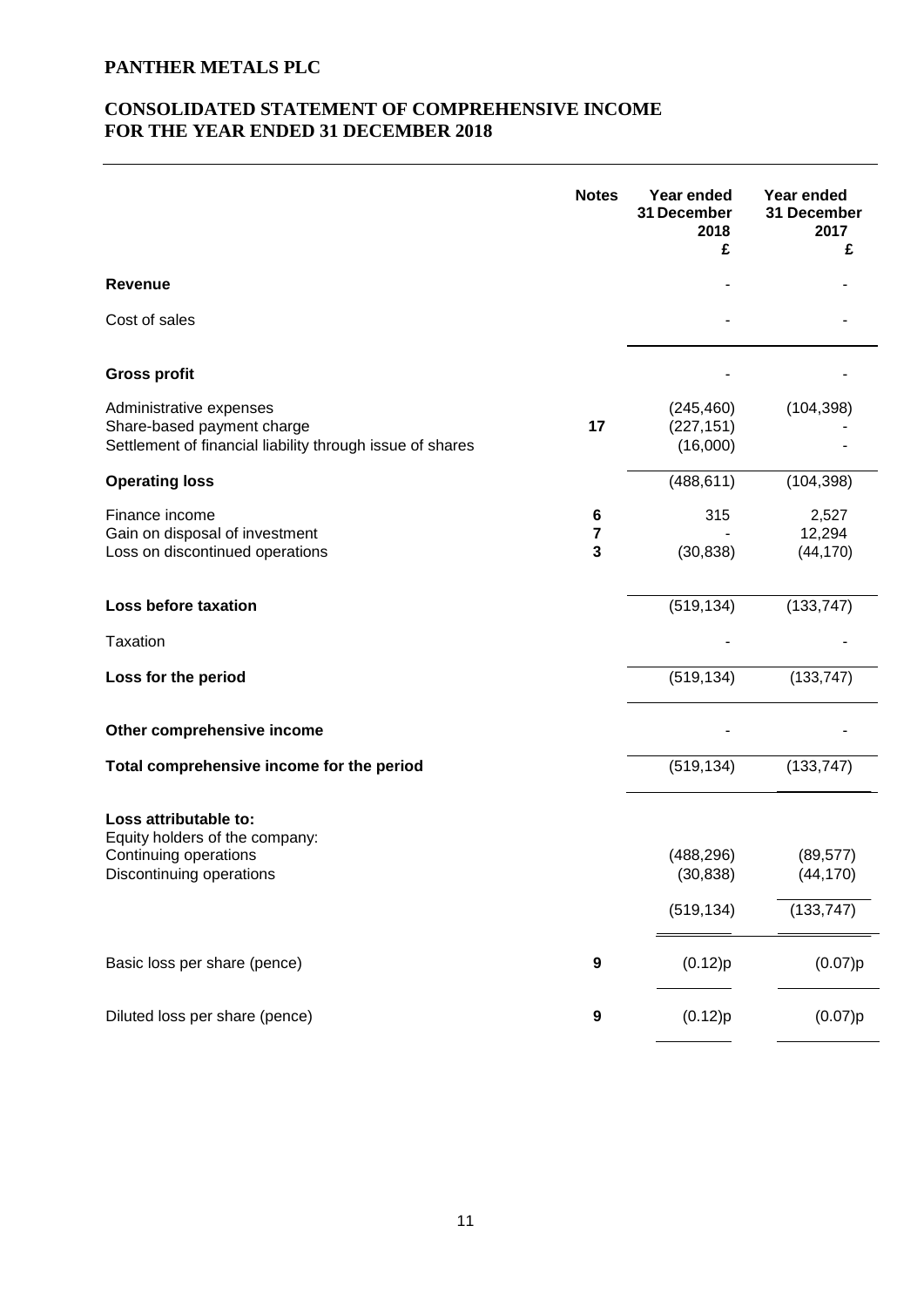# PANTHER METALS PLC

## CONSOLIDATED STATEMENT OF COMPREHENSIVE INCOME FOR THE YEAR ENDED 31 DECEMBER 2018

| | Notes | Year ended 31 December 2018 £ | Year ended 31 December 2017 £ |
|---|---|---|---|
| **Revenue** | | - | - |
| Cost of sales | | - | - |
| **Gross profit** | | - | - |
| Administrative expenses | | (245,460) | (104,398) |
| Share-based payment charge | 17 | (227,151) | - |
| Settlement of financial liability through issue of shares | | (16,000) | - |
| **Operating loss** | | (488,611) | (104,398) |
| Finance income | 6 | 315 | 2,527 |
| Gain on disposal of investment | 7 | - | 12,294 |
| Loss on discontinued operations | 3 | (30,838) | (44,170) |
| **Loss before taxation** | | (519,134) | (133,747) |
| Taxation | | - | - |
| **Loss for the period** | | (519,134) | (133,747) |
| **Other comprehensive income** | | - | - |
| **Total comprehensive income for the period** | | (519,134) | (133,747) |
| **Loss attributable to:** | | | |
| Equity holders of the company: | | | |
| Continuing operations | | (488,296) | (89,577) |
| Discontinuing operations | | (30,838) | (44,170) |
| | | (519,134) | (133,747) |
| Basic loss per share (pence) | 9 | (0.12)p | (0.07)p |
| Diluted loss per share (pence) | 9 | (0.12)p | (0.07)p |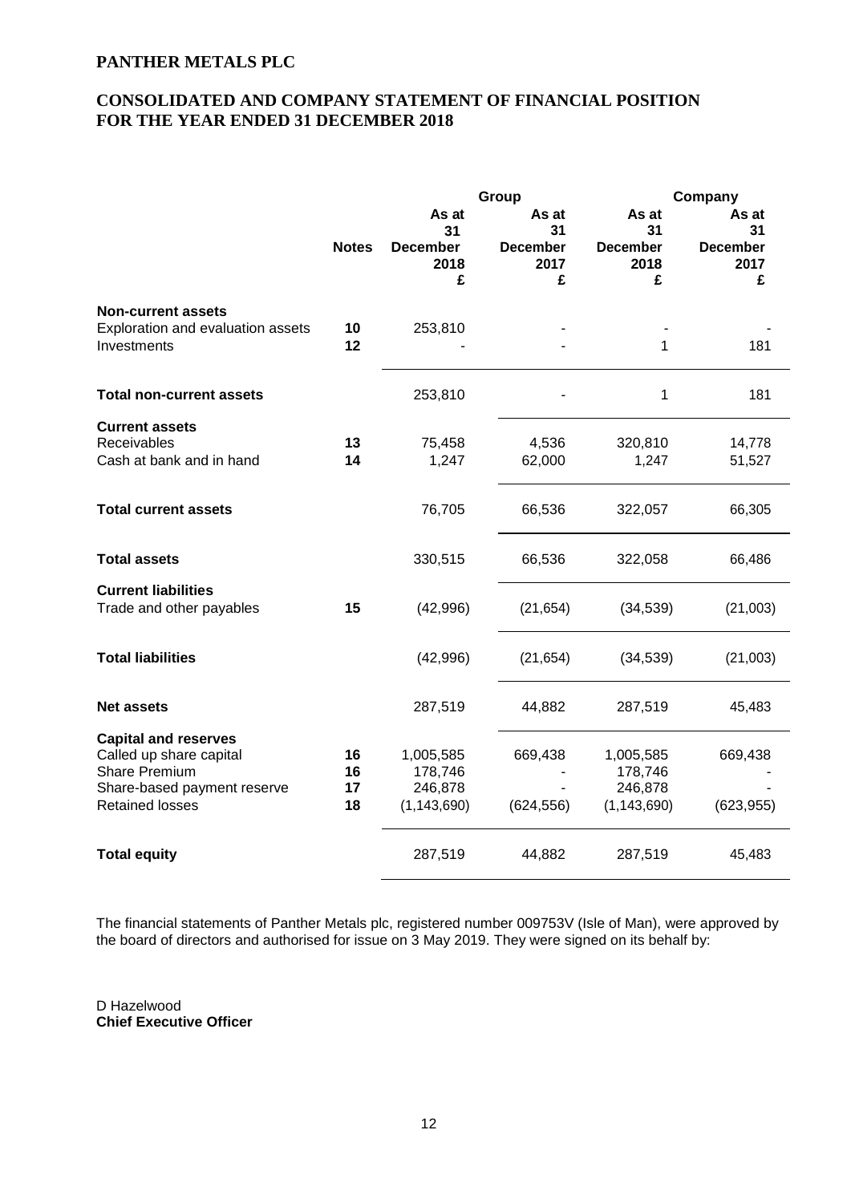# PANTHER METALS PLC

## CONSOLIDATED AND COMPANY STATEMENT OF FINANCIAL POSITION FOR THE YEAR ENDED 31 DECEMBER 2018

| | Notes | Group | | Company | |
|---|---|---|---|---|---|
| | | As at 31 December 2018 £ | As at 31 December 2017 £ | As at 31 December 2018 £ | As at 31 December 2017 £ |
| **Non-current assets** | | | | | |
| Exploration and evaluation assets | 10 | 253,810 | - | - | - |
| Investments | 12 | - | - | 1 | 181 |
| **Total non-current assets** | | 253,810 | - | 1 | 181 |
| **Current assets** | | | | | |
| Receivables | 13 | 75,458 | 4,536 | 320,810 | 14,778 |
| Cash at bank and in hand | 14 | 1,247 | 62,000 | 1,247 | 51,527 |
| **Total current assets** | | 76,705 | 66,536 | 322,057 | 66,305 |
| **Total assets** | | 330,515 | 66,536 | 322,058 | 66,486 |
| **Current liabilities** | | | | | |
| Trade and other payables | 15 | (42,996) | (21,654) | (34,539) | (21,003) |
| **Total liabilities** | | (42,996) | (21,654) | (34,539) | (21,003) |
| **Net assets** | | 287,519 | 44,882 | 287,519 | 45,483 |
| **Capital and reserves** | | | | | |
| Called up share capital | 16 | 1,005,585 | 669,438 | 1,005,585 | 669,438 |
| Share Premium | 16 | 178,746 | - | 178,746 | - |
| Share-based payment reserve | 17 | 246,878 | - | 246,878 | - |
| Retained losses | 18 | (1,143,690) | (624,556) | (1,143,690) | (623,955) |
| **Total equity** | | 287,519 | 44,882 | 287,519 | 45,483 |

The financial statements of Panther Metals plc, registered number 009753V (Isle of Man), were approved by the board of directors and authorised for issue on 3 May 2019. They were signed on its behalf by:

D Hazelwood
**Chief Executive Officer**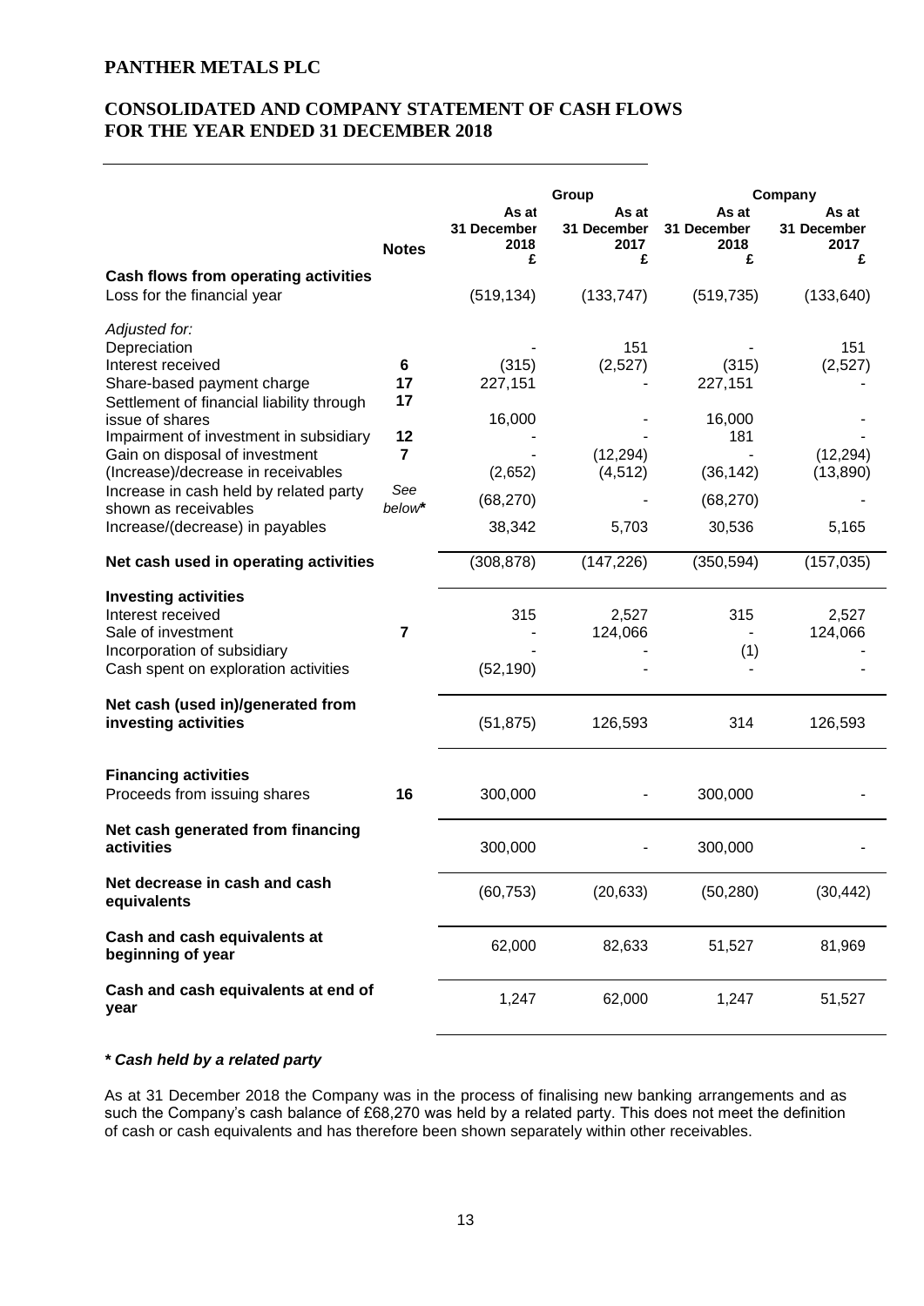# PANTHER METALS PLC

## CONSOLIDATED AND COMPANY STATEMENT OF CASH FLOWS FOR THE YEAR ENDED 31 DECEMBER 2018

| | Notes | Group | | Company | |
|---|---|---|---|---|---|
| | | As at 31 December 2018 £ | As at 31 December 2017 £ | As at 31 December 2018 £ | As at 31 December 2017 £ |
| **Cash flows from operating activities** | | | | | |
| Loss for the financial year | | (519,134) | (133,747) | (519,735) | (133,640) |
| *Adjusted for:* | | | | | |
| Depreciation | | - | 151 | - | 151 |
| Interest received | 6 | (315) | (2,527) | (315) | (2,527) |
| Share-based payment charge | 17 | 227,151 | - | 227,151 | - |
| Settlement of financial liability through issue of shares | 17 | 16,000 | - | 16,000 | - |
| Impairment of investment in subsidiary | 12 | - | - | 181 | - |
| Gain on disposal of investment | 7 | - | (12,294) | - | (12,294) |
| (Increase)/decrease in receivables | | (2,652) | (4,512) | (36,142) | (13,890) |
| Increase in cash held by related party shown as receivables | *See below\** | (68,270) | - | (68,270) | - |
| Increase/(decrease) in payables | | 38,342 | 5,703 | 30,536 | 5,165 |
| **Net cash used in operating activities** | | (308,878) | (147,226) | (350,594) | (157,035) |
| **Investing activities** | | | | | |
| Interest received | | 315 | 2,527 | 315 | 2,527 |
| Sale of investment | 7 | - | 124,066 | - | 124,066 |
| Incorporation of subsidiary | | - | - | (1) | - |
| Cash spent on exploration activities | | (52,190) | - | - | - |
| **Net cash (used in)/generated from investing activities** | | (51,875) | 126,593 | 314 | 126,593 |
| **Financing activities** | | | | | |
| Proceeds from issuing shares | 16 | 300,000 | - | 300,000 | - |
| **Net cash generated from financing activities** | | 300,000 | - | 300,000 | - |
| **Net decrease in cash and cash equivalents** | | (60,753) | (20,633) | (50,280) | (30,442) |
| **Cash and cash equivalents at beginning of year** | | 62,000 | 82,633 | 51,527 | 81,969 |
| **Cash and cash equivalents at end of year** | | 1,247 | 62,000 | 1,247 | 51,527 |

***\* Cash held by a related party***

As at 31 December 2018 the Company was in the process of finalising new banking arrangements and as such the Company's cash balance of £68,270 was held by a related party. This does not meet the definition of cash or cash equivalents and has therefore been shown separately within other receivables.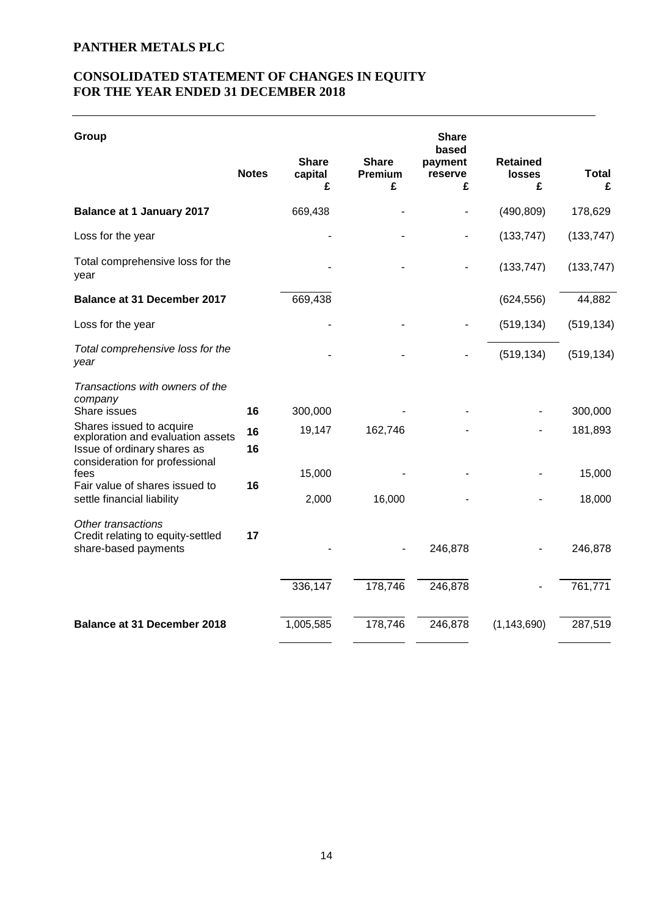# PANTHER METALS PLC

## CONSOLIDATED STATEMENT OF CHANGES IN EQUITY FOR THE YEAR ENDED 31 DECEMBER 2018

| Group | Notes | Share capital £ | Share Premium £ | Share based payment reserve £ | Retained losses £ | Total £ |
|---|---|---|---|---|---|---|
| **Balance at 1 January 2017** | | 669,438 | - | - | (490,809) | 178,629 |
| Loss for the year | | - | - | - | (133,747) | (133,747) |
| Total comprehensive loss for the year | | - | - | - | (133,747) | (133,747) |
| **Balance at 31 December 2017** | | 669,438 | | | (624,556) | 44,882 |
| Loss for the year | | - | - | - | (519,134) | (519,134) |
| *Total comprehensive loss for the year* | | - | - | - | (519,134) | (519,134) |
| *Transactions with owners of the company* | | | | | | |
| Share issues | 16 | 300,000 | - | - | - | 300,000 |
| Shares issued to acquire exploration and evaluation assets | 16 | 19,147 | 162,746 | - | - | 181,893 |
| Issue of ordinary shares as consideration for professional fees | 16 | 15,000 | - | - | - | 15,000 |
| Fair value of shares issued to settle financial liability | 16 | 2,000 | 16,000 | - | - | 18,000 |
| *Other transactions* | | | | | | |
| Credit relating to equity-settled share-based payments | 17 | - | - | 246,878 | - | 246,878 |
| | | 336,147 | 178,746 | 246,878 | - | 761,771 |
| **Balance at 31 December 2018** | | 1,005,585 | 178,746 | 246,878 | (1,143,690) | 287,519 |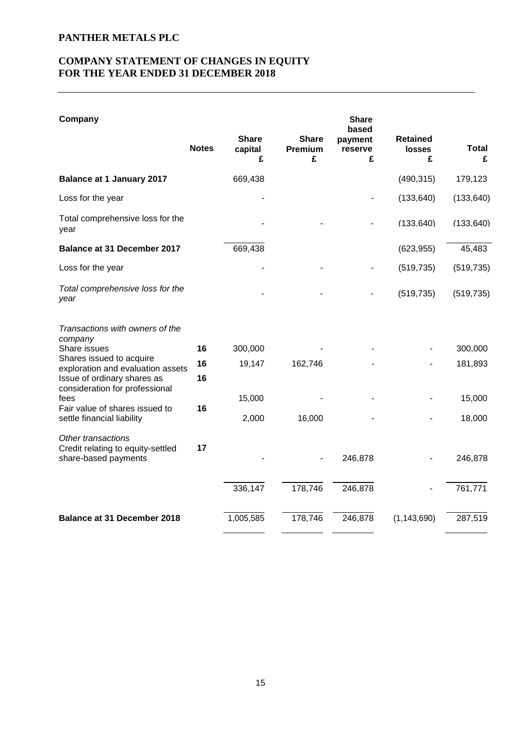**PANTHER METALS PLC**

## COMPANY STATEMENT OF CHANGES IN EQUITY FOR THE YEAR ENDED 31 DECEMBER 2018

| **Company** | **Notes** | **Share capital £** | **Share Premium £** | **Share based payment reserve £** | **Retained losses £** | **Total £** |
|---|---|---|---|---|---|---|
| **Balance at 1 January 2017** | | 669,438 | | | (490,315) | 179,123 |
| Loss for the year | | - | | - | (133,640) | (133,640) |
| Total comprehensive loss for the year | | - | - | - | (133,640) | (133,640) |
| **Balance at 31 December 2017** | | 669,438 | | | (623,955) | 45,483 |
| Loss for the year | | - | - | - | (519,735) | (519,735) |
| *Total comprehensive loss for the year* | | - | - | - | (519,735) | (519,735) |
| *Transactions with owners of the company* | | | | | | |
| Share issues | **16** | 300,000 | - | - | - | 300,000 |
| Shares issued to acquire exploration and evaluation assets | **16** | 19,147 | 162,746 | - | - | 181,893 |
| Issue of ordinary shares as consideration for professional fees | **16** | 15,000 | - | - | - | 15,000 |
| Fair value of shares issued to settle financial liability | **16** | 2,000 | 16,000 | - | - | 18,000 |
| *Other transactions* | | | | | | |
| Credit relating to equity-settled share-based payments | **17** | - | - | 246,878 | - | 246,878 |
| | | 336,147 | 178,746 | 246,878 | - | 761,771 |
| **Balance at 31 December 2018** | | 1,005,585 | 178,746 | 246,878 | (1,143,690) | 287,519 |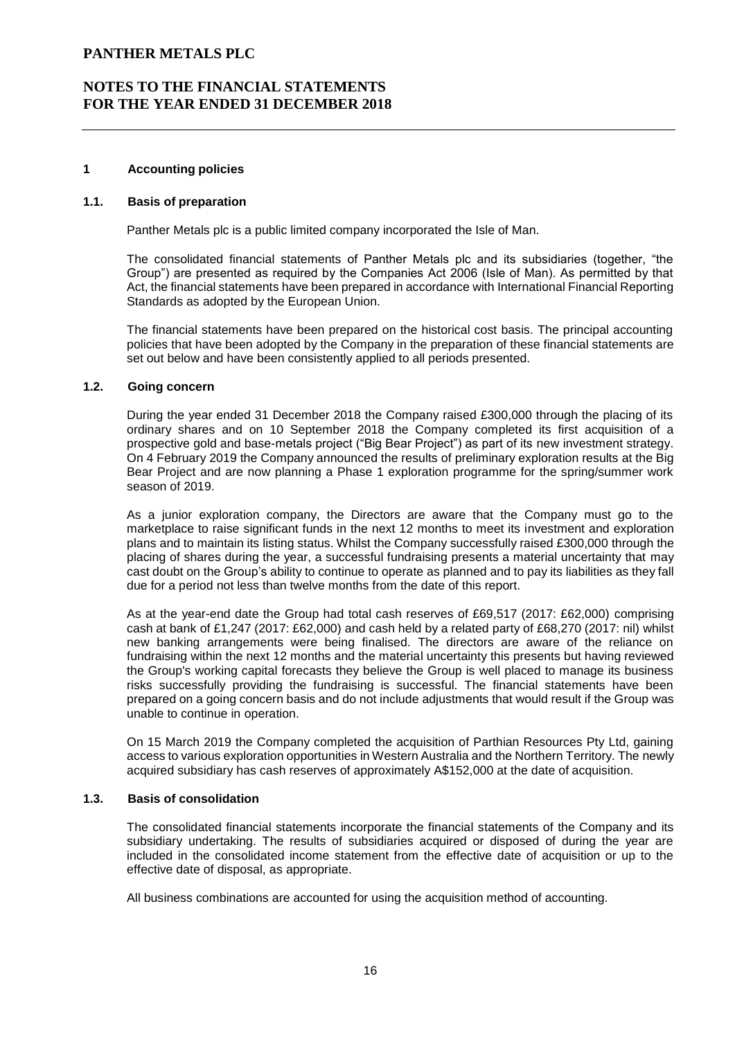## 1 Accounting policies

### 1.1. Basis of preparation

Panther Metals plc is a public limited company incorporated the Isle of Man.

The consolidated financial statements of Panther Metals plc and its subsidiaries (together, "the Group") are presented as required by the Companies Act 2006 (Isle of Man). As permitted by that Act, the financial statements have been prepared in accordance with International Financial Reporting Standards as adopted by the European Union.

The financial statements have been prepared on the historical cost basis. The principal accounting policies that have been adopted by the Company in the preparation of these financial statements are set out below and have been consistently applied to all periods presented.

### 1.2. Going concern

During the year ended 31 December 2018 the Company raised £300,000 through the placing of its ordinary shares and on 10 September 2018 the Company completed its first acquisition of a prospective gold and base-metals project ("Big Bear Project") as part of its new investment strategy. On 4 February 2019 the Company announced the results of preliminary exploration results at the Big Bear Project and are now planning a Phase 1 exploration programme for the spring/summer work season of 2019.

As a junior exploration company, the Directors are aware that the Company must go to the marketplace to raise significant funds in the next 12 months to meet its investment and exploration plans and to maintain its listing status. Whilst the Company successfully raised £300,000 through the placing of shares during the year, a successful fundraising presents a material uncertainty that may cast doubt on the Group's ability to continue to operate as planned and to pay its liabilities as they fall due for a period not less than twelve months from the date of this report.

As at the year-end date the Group had total cash reserves of £69,517 (2017: £62,000) comprising cash at bank of £1,247 (2017: £62,000) and cash held by a related party of £68,270 (2017: nil) whilst new banking arrangements were being finalised. The directors are aware of the reliance on fundraising within the next 12 months and the material uncertainty this presents but having reviewed the Group's working capital forecasts they believe the Group is well placed to manage its business risks successfully providing the fundraising is successful. The financial statements have been prepared on a going concern basis and do not include adjustments that would result if the Group was unable to continue in operation.

On 15 March 2019 the Company completed the acquisition of Parthian Resources Pty Ltd, gaining access to various exploration opportunities in Western Australia and the Northern Territory. The newly acquired subsidiary has cash reserves of approximately A$152,000 at the date of acquisition.

### 1.3. Basis of consolidation

The consolidated financial statements incorporate the financial statements of the Company and its subsidiary undertaking. The results of subsidiaries acquired or disposed of during the year are included in the consolidated income statement from the effective date of acquisition or up to the effective date of disposal, as appropriate.

All business combinations are accounted for using the acquisition method of accounting.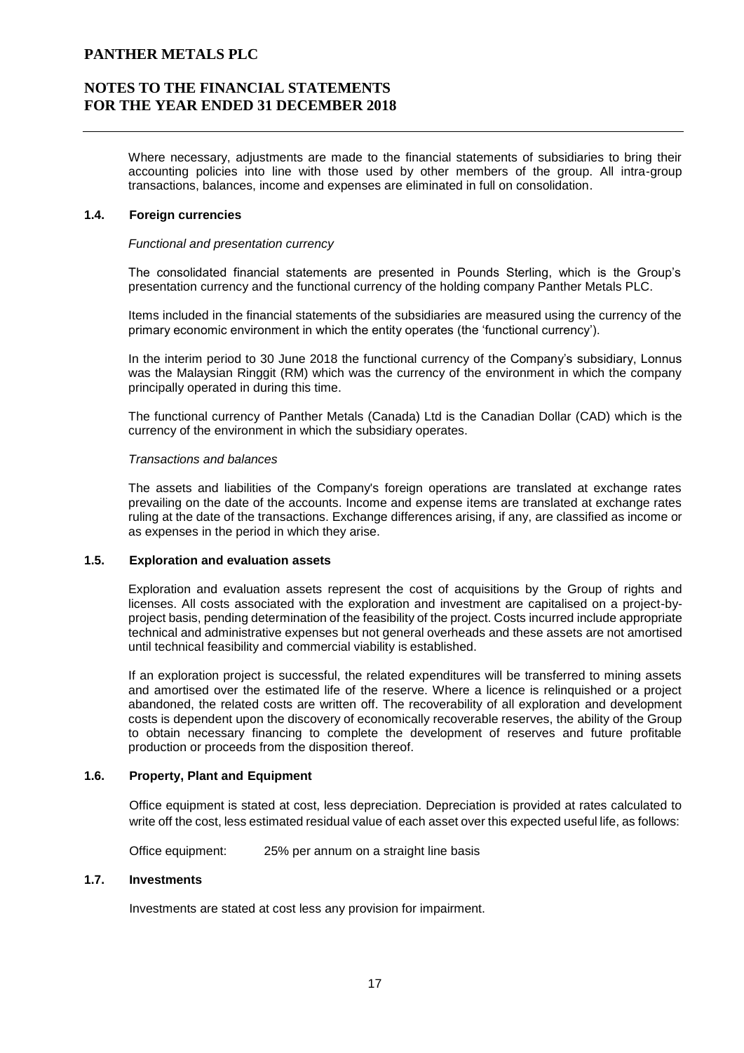Where necessary, adjustments are made to the financial statements of subsidiaries to bring their accounting policies into line with those used by other members of the group. All intra-group transactions, balances, income and expenses are eliminated in full on consolidation.

### 1.4. Foreign currencies

*Functional and presentation currency*

The consolidated financial statements are presented in Pounds Sterling, which is the Group's presentation currency and the functional currency of the holding company Panther Metals PLC.

Items included in the financial statements of the subsidiaries are measured using the currency of the primary economic environment in which the entity operates (the 'functional currency').

In the interim period to 30 June 2018 the functional currency of the Company's subsidiary, Lonnus was the Malaysian Ringgit (RM) which was the currency of the environment in which the company principally operated in during this time.

The functional currency of Panther Metals (Canada) Ltd is the Canadian Dollar (CAD) which is the currency of the environment in which the subsidiary operates.

*Transactions and balances*

The assets and liabilities of the Company's foreign operations are translated at exchange rates prevailing on the date of the accounts. Income and expense items are translated at exchange rates ruling at the date of the transactions. Exchange differences arising, if any, are classified as income or as expenses in the period in which they arise.

### 1.5. Exploration and evaluation assets

Exploration and evaluation assets represent the cost of acquisitions by the Group of rights and licenses. All costs associated with the exploration and investment are capitalised on a project-by-project basis, pending determination of the feasibility of the project. Costs incurred include appropriate technical and administrative expenses but not general overheads and these assets are not amortised until technical feasibility and commercial viability is established.

If an exploration project is successful, the related expenditures will be transferred to mining assets and amortised over the estimated life of the reserve. Where a licence is relinquished or a project abandoned, the related costs are written off. The recoverability of all exploration and development costs is dependent upon the discovery of economically recoverable reserves, the ability of the Group to obtain necessary financing to complete the development of reserves and future profitable production or proceeds from the disposition thereof.

### 1.6. Property, Plant and Equipment

Office equipment is stated at cost, less depreciation. Depreciation is provided at rates calculated to write off the cost, less estimated residual value of each asset over this expected useful life, as follows:

Office equipment: 25% per annum on a straight line basis

### 1.7. Investments

Investments are stated at cost less any provision for impairment.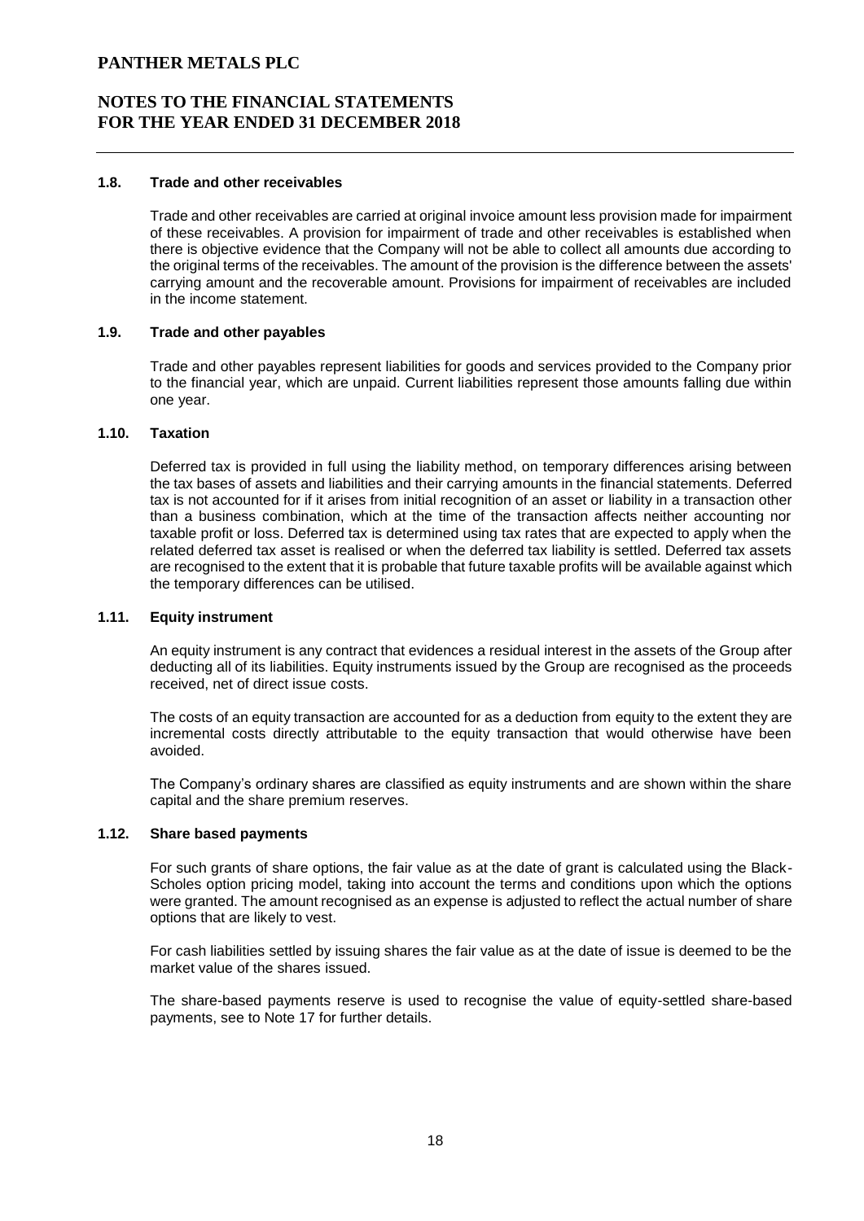### 1.8. Trade and other receivables

Trade and other receivables are carried at original invoice amount less provision made for impairment of these receivables. A provision for impairment of trade and other receivables is established when there is objective evidence that the Company will not be able to collect all amounts due according to the original terms of the receivables. The amount of the provision is the difference between the assets' carrying amount and the recoverable amount. Provisions for impairment of receivables are included in the income statement.

### 1.9. Trade and other payables

Trade and other payables represent liabilities for goods and services provided to the Company prior to the financial year, which are unpaid. Current liabilities represent those amounts falling due within one year.

### 1.10. Taxation

Deferred tax is provided in full using the liability method, on temporary differences arising between the tax bases of assets and liabilities and their carrying amounts in the financial statements. Deferred tax is not accounted for if it arises from initial recognition of an asset or liability in a transaction other than a business combination, which at the time of the transaction affects neither accounting nor taxable profit or loss. Deferred tax is determined using tax rates that are expected to apply when the related deferred tax asset is realised or when the deferred tax liability is settled. Deferred tax assets are recognised to the extent that it is probable that future taxable profits will be available against which the temporary differences can be utilised.

### 1.11. Equity instrument

An equity instrument is any contract that evidences a residual interest in the assets of the Group after deducting all of its liabilities. Equity instruments issued by the Group are recognised as the proceeds received, net of direct issue costs.

The costs of an equity transaction are accounted for as a deduction from equity to the extent they are incremental costs directly attributable to the equity transaction that would otherwise have been avoided.

The Company's ordinary shares are classified as equity instruments and are shown within the share capital and the share premium reserves.

### 1.12. Share based payments

For such grants of share options, the fair value as at the date of grant is calculated using the Black-Scholes option pricing model, taking into account the terms and conditions upon which the options were granted. The amount recognised as an expense is adjusted to reflect the actual number of share options that are likely to vest.

For cash liabilities settled by issuing shares the fair value as at the date of issue is deemed to be the market value of the shares issued.

The share-based payments reserve is used to recognise the value of equity-settled share-based payments, see to Note 17 for further details.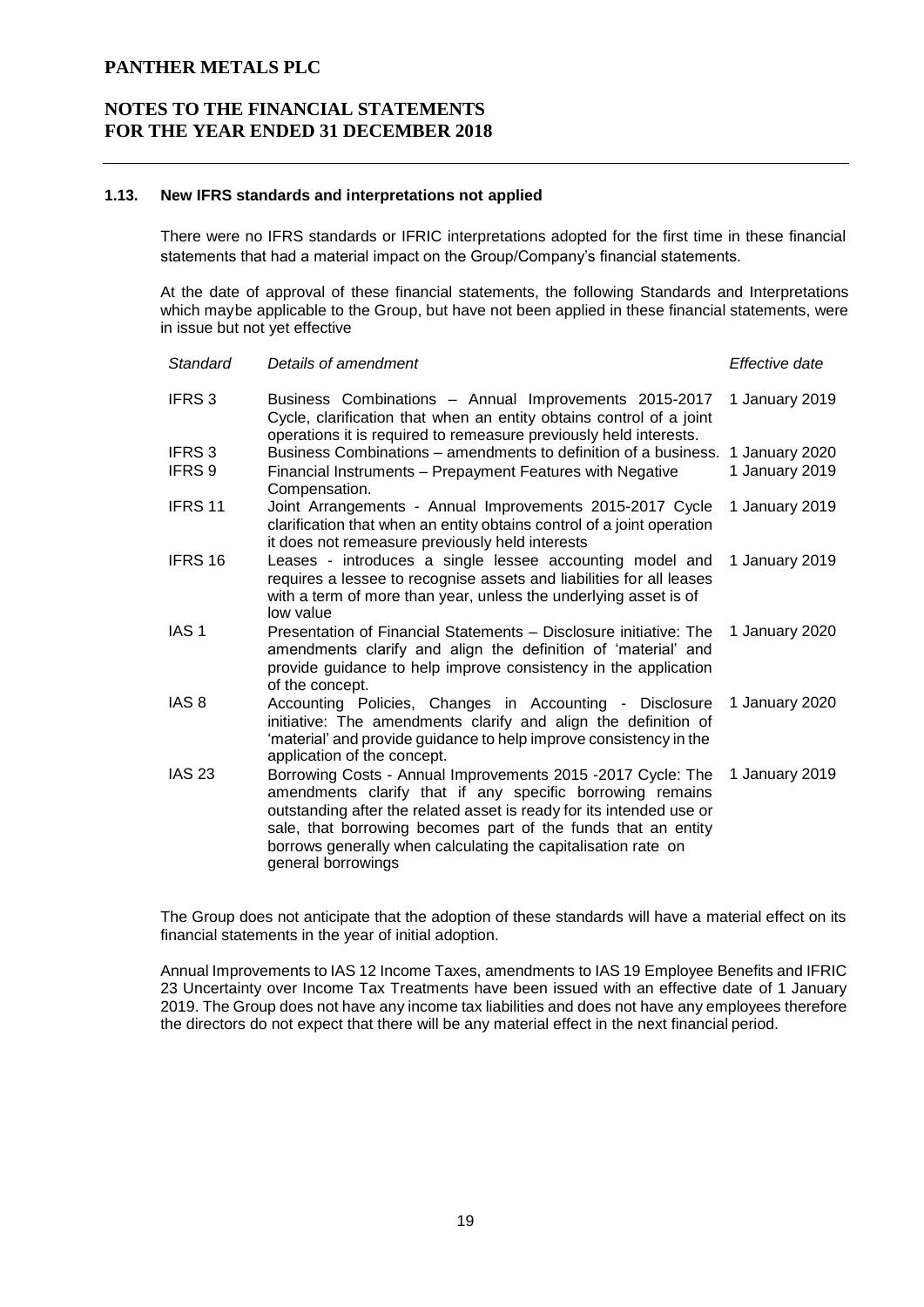### 1.13. New IFRS standards and interpretations not applied

There were no IFRS standards or IFRIC interpretations adopted for the first time in these financial statements that had a material impact on the Group/Company's financial statements.

At the date of approval of these financial statements, the following Standards and Interpretations which maybe applicable to the Group, but have not been applied in these financial statements, were in issue but not yet effective

| *Standard* | *Details of amendment* | *Effective date* |
|---|---|---|
| IFRS 3 | Business Combinations – Annual Improvements 2015-2017 Cycle, clarification that when an entity obtains control of a joint operations it is required to remeasure previously held interests. | 1 January 2019 |
| IFRS 3 | Business Combinations – amendments to definition of a business. | 1 January 2020 |
| IFRS 9 | Financial Instruments – Prepayment Features with Negative Compensation. | 1 January 2019 |
| IFRS 11 | Joint Arrangements - Annual Improvements 2015-2017 Cycle clarification that when an entity obtains control of a joint operation it does not remeasure previously held interests | 1 January 2019 |
| IFRS 16 | Leases - introduces a single lessee accounting model and requires a lessee to recognise assets and liabilities for all leases with a term of more than year, unless the underlying asset is of low value | 1 January 2019 |
| IAS 1 | Presentation of Financial Statements – Disclosure initiative: The amendments clarify and align the definition of 'material' and provide guidance to help improve consistency in the application of the concept. | 1 January 2020 |
| IAS 8 | Accounting Policies, Changes in Accounting - Disclosure initiative: The amendments clarify and align the definition of 'material' and provide guidance to help improve consistency in the application of the concept. | 1 January 2020 |
| IAS 23 | Borrowing Costs - Annual Improvements 2015 -2017 Cycle: The amendments clarify that if any specific borrowing remains outstanding after the related asset is ready for its intended use or sale, that borrowing becomes part of the funds that an entity borrows generally when calculating the capitalisation rate on general borrowings | 1 January 2019 |

The Group does not anticipate that the adoption of these standards will have a material effect on its financial statements in the year of initial adoption.

Annual Improvements to IAS 12 Income Taxes, amendments to IAS 19 Employee Benefits and IFRIC 23 Uncertainty over Income Tax Treatments have been issued with an effective date of 1 January 2019. The Group does not have any income tax liabilities and does not have any employees therefore the directors do not expect that there will be any material effect in the next financial period.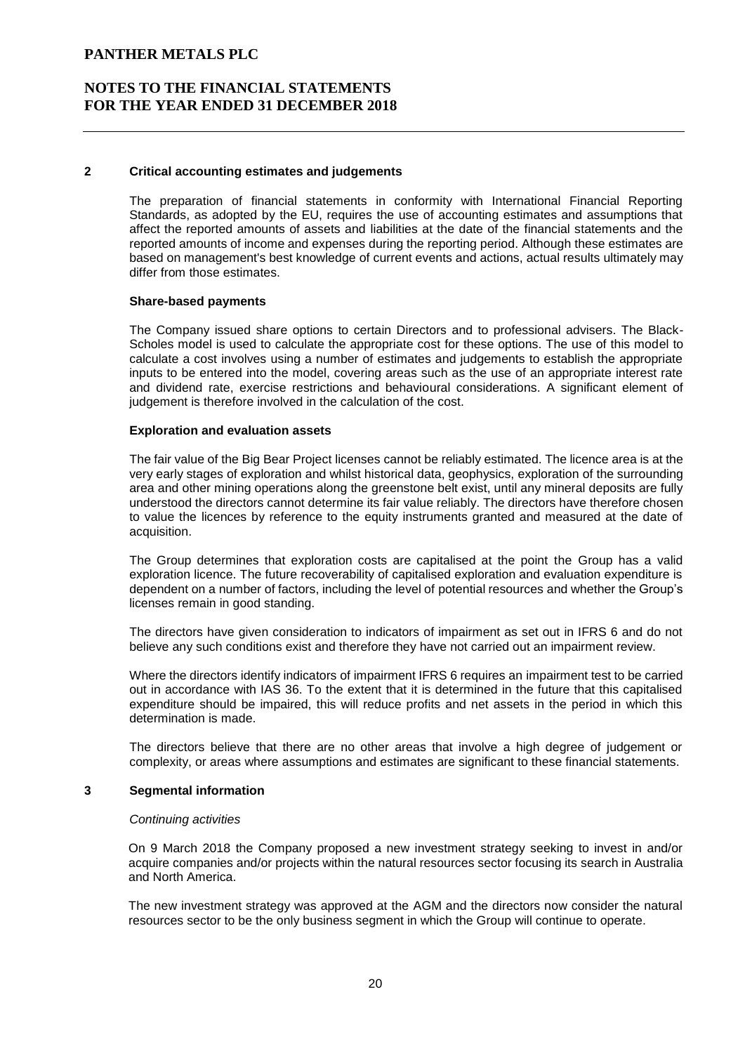## 2 Critical accounting estimates and judgements

The preparation of financial statements in conformity with International Financial Reporting Standards, as adopted by the EU, requires the use of accounting estimates and assumptions that affect the reported amounts of assets and liabilities at the date of the financial statements and the reported amounts of income and expenses during the reporting period. Although these estimates are based on management's best knowledge of current events and actions, actual results ultimately may differ from those estimates.

**Share-based payments**

The Company issued share options to certain Directors and to professional advisers. The Black-Scholes model is used to calculate the appropriate cost for these options. The use of this model to calculate a cost involves using a number of estimates and judgements to establish the appropriate inputs to be entered into the model, covering areas such as the use of an appropriate interest rate and dividend rate, exercise restrictions and behavioural considerations. A significant element of judgement is therefore involved in the calculation of the cost.

**Exploration and evaluation assets**

The fair value of the Big Bear Project licenses cannot be reliably estimated. The licence area is at the very early stages of exploration and whilst historical data, geophysics, exploration of the surrounding area and other mining operations along the greenstone belt exist, until any mineral deposits are fully understood the directors cannot determine its fair value reliably. The directors have therefore chosen to value the licences by reference to the equity instruments granted and measured at the date of acquisition.

The Group determines that exploration costs are capitalised at the point the Group has a valid exploration licence. The future recoverability of capitalised exploration and evaluation expenditure is dependent on a number of factors, including the level of potential resources and whether the Group's licenses remain in good standing.

The directors have given consideration to indicators of impairment as set out in IFRS 6 and do not believe any such conditions exist and therefore they have not carried out an impairment review.

Where the directors identify indicators of impairment IFRS 6 requires an impairment test to be carried out in accordance with IAS 36. To the extent that it is determined in the future that this capitalised expenditure should be impaired, this will reduce profits and net assets in the period in which this determination is made.

The directors believe that there are no other areas that involve a high degree of judgement or complexity, or areas where assumptions and estimates are significant to these financial statements.

## 3 Segmental information

*Continuing activities*

On 9 March 2018 the Company proposed a new investment strategy seeking to invest in and/or acquire companies and/or projects within the natural resources sector focusing its search in Australia and North America.

The new investment strategy was approved at the AGM and the directors now consider the natural resources sector to be the only business segment in which the Group will continue to operate.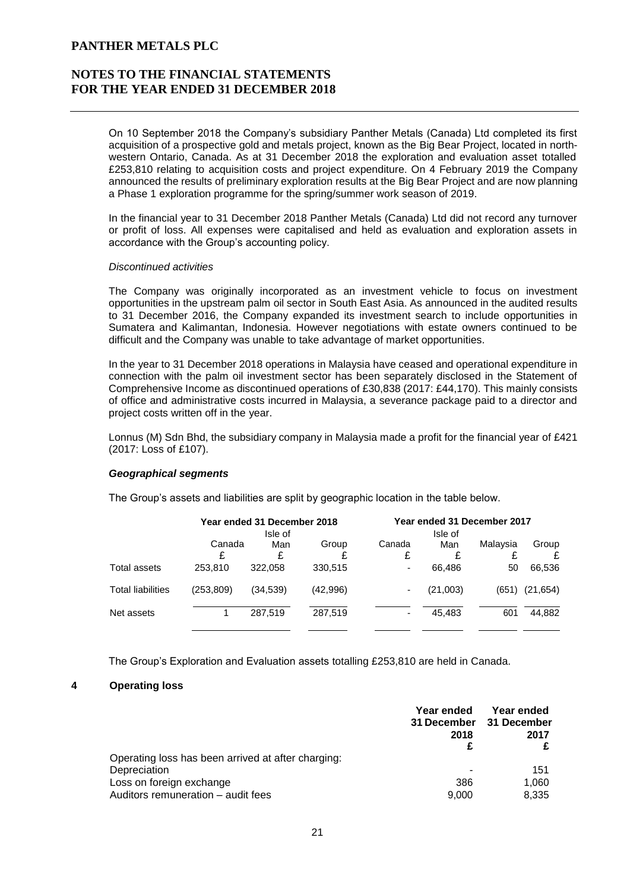On 10 September 2018 the Company's subsidiary Panther Metals (Canada) Ltd completed its first acquisition of a prospective gold and metals project, known as the Big Bear Project, located in north-western Ontario, Canada. As at 31 December 2018 the exploration and evaluation asset totalled £253,810 relating to acquisition costs and project expenditure. On 4 February 2019 the Company announced the results of preliminary exploration results at the Big Bear Project and are now planning a Phase 1 exploration programme for the spring/summer work season of 2019.

In the financial year to 31 December 2018 Panther Metals (Canada) Ltd did not record any turnover or profit of loss. All expenses were capitalised and held as evaluation and exploration assets in accordance with the Group's accounting policy.

*Discontinued activities*

The Company was originally incorporated as an investment vehicle to focus on investment opportunities in the upstream palm oil sector in South East Asia. As announced in the audited results to 31 December 2016, the Company expanded its investment search to include opportunities in Sumatera and Kalimantan, Indonesia. However negotiations with estate owners continued to be difficult and the Company was unable to take advantage of market opportunities.

In the year to 31 December 2018 operations in Malaysia have ceased and operational expenditure in connection with the palm oil investment sector has been separately disclosed in the Statement of Comprehensive Income as discontinued operations of £30,838 (2017: £44,170). This mainly consists of office and administrative costs incurred in Malaysia, a severance package paid to a director and project costs written off in the year.

Lonnus (M) Sdn Bhd, the subsidiary company in Malaysia made a profit for the financial year of £421 (2017: Loss of £107).

***Geographical segments***

The Group's assets and liabilities are split by geographic location in the table below.

| | Year ended 31 December 2018 | | | Year ended 31 December 2017 | | | |
|---|---|---|---|---|---|---|---|
| | Canada £ | Isle of Man £ | Group £ | Canada £ | Isle of Man £ | Malaysia £ | Group £ |
| Total assets | 253,810 | 322,058 | 330,515 | - | 66,486 | 50 | 66,536 |
| Total liabilities | (253,809) | (34,539) | (42,996) | - | (21,003) | (651) | (21,654) |
| Net assets | 1 | 287,519 | 287,519 | - | 45,483 | 601 | 44,882 |

The Group's Exploration and Evaluation assets totalling £253,810 are held in Canada.

## 4 Operating loss

| | Year ended 31 December 2018 £ | Year ended 31 December 2017 £ |
|---|---|---|
| Operating loss has been arrived at after charging: | | |
| Depreciation | - | 151 |
| Loss on foreign exchange | 386 | 1,060 |
| Auditors remuneration – audit fees | 9,000 | 8,335 |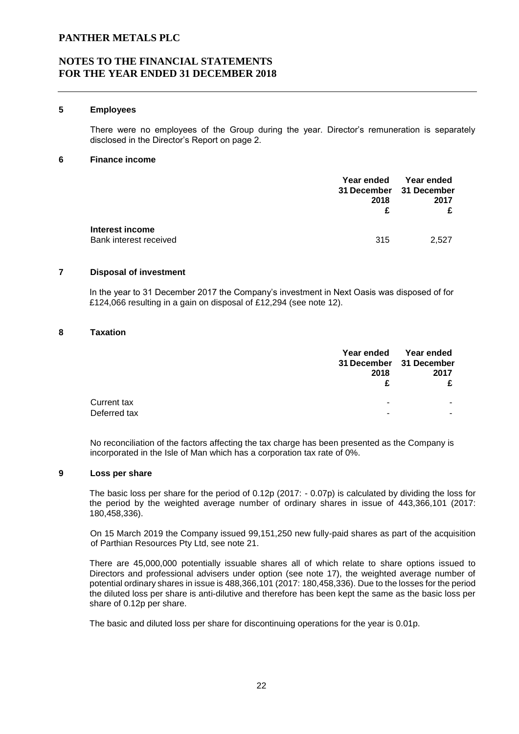## 5 Employees

There were no employees of the Group during the year. Director's remuneration is separately disclosed in the Director's Report on page 2.

## 6 Finance income

| | Year ended 31 December 2018 £ | Year ended 31 December 2017 £ |
|---|---|---|
| **Interest income** | | |
| Bank interest received | 315 | 2,527 |

## 7 Disposal of investment

In the year to 31 December 2017 the Company's investment in Next Oasis was disposed of for £124,066 resulting in a gain on disposal of £12,294 (see note 12).

## 8 Taxation

| | Year ended 31 December 2018 £ | Year ended 31 December 2017 £ |
|---|---|---|
| Current tax | - | - |
| Deferred tax | - | - |

No reconciliation of the factors affecting the tax charge has been presented as the Company is incorporated in the Isle of Man which has a corporation tax rate of 0%.

## 9 Loss per share

The basic loss per share for the period of 0.12p (2017: - 0.07p) is calculated by dividing the loss for the period by the weighted average number of ordinary shares in issue of 443,366,101 (2017: 180,458,336).

On 15 March 2019 the Company issued 99,151,250 new fully-paid shares as part of the acquisition of Parthian Resources Pty Ltd, see note 21.

There are 45,000,000 potentially issuable shares all of which relate to share options issued to Directors and professional advisers under option (see note 17), the weighted average number of potential ordinary shares in issue is 488,366,101 (2017: 180,458,336). Due to the losses for the period the diluted loss per share is anti-dilutive and therefore has been kept the same as the basic loss per share of 0.12p per share.

The basic and diluted loss per share for discontinuing operations for the year is 0.01p.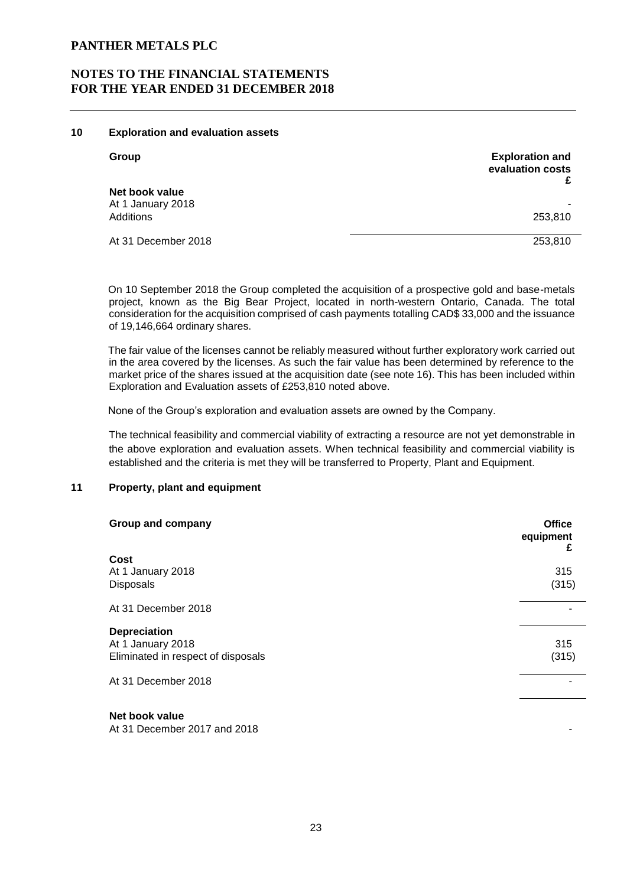## 10 Exploration and evaluation assets

| Group | Exploration and evaluation costs £ |
|---|---|
| **Net book value** | |
| At 1 January 2018 | - |
| Additions | 253,810 |
| At 31 December 2018 | 253,810 |

On 10 September 2018 the Group completed the acquisition of a prospective gold and base-metals project, known as the Big Bear Project, located in north-western Ontario, Canada. The total consideration for the acquisition comprised of cash payments totalling CAD$ 33,000 and the issuance of 19,146,664 ordinary shares.

The fair value of the licenses cannot be reliably measured without further exploratory work carried out in the area covered by the licenses. As such the fair value has been determined by reference to the market price of the shares issued at the acquisition date (see note 16). This has been included within Exploration and Evaluation assets of £253,810 noted above.

None of the Group's exploration and evaluation assets are owned by the Company.

The technical feasibility and commercial viability of extracting a resource are not yet demonstrable in the above exploration and evaluation assets. When technical feasibility and commercial viability is established and the criteria is met they will be transferred to Property, Plant and Equipment.

## 11 Property, plant and equipment

| Group and company | Office equipment £ |
|---|---|
| **Cost** | |
| At 1 January 2018 | 315 |
| Disposals | (315) |
| At 31 December 2018 | - |
| **Depreciation** | |
| At 1 January 2018 | 315 |
| Eliminated in respect of disposals | (315) |
| At 31 December 2018 | - |
| **Net book value** | |
| At 31 December 2017 and 2018 | - |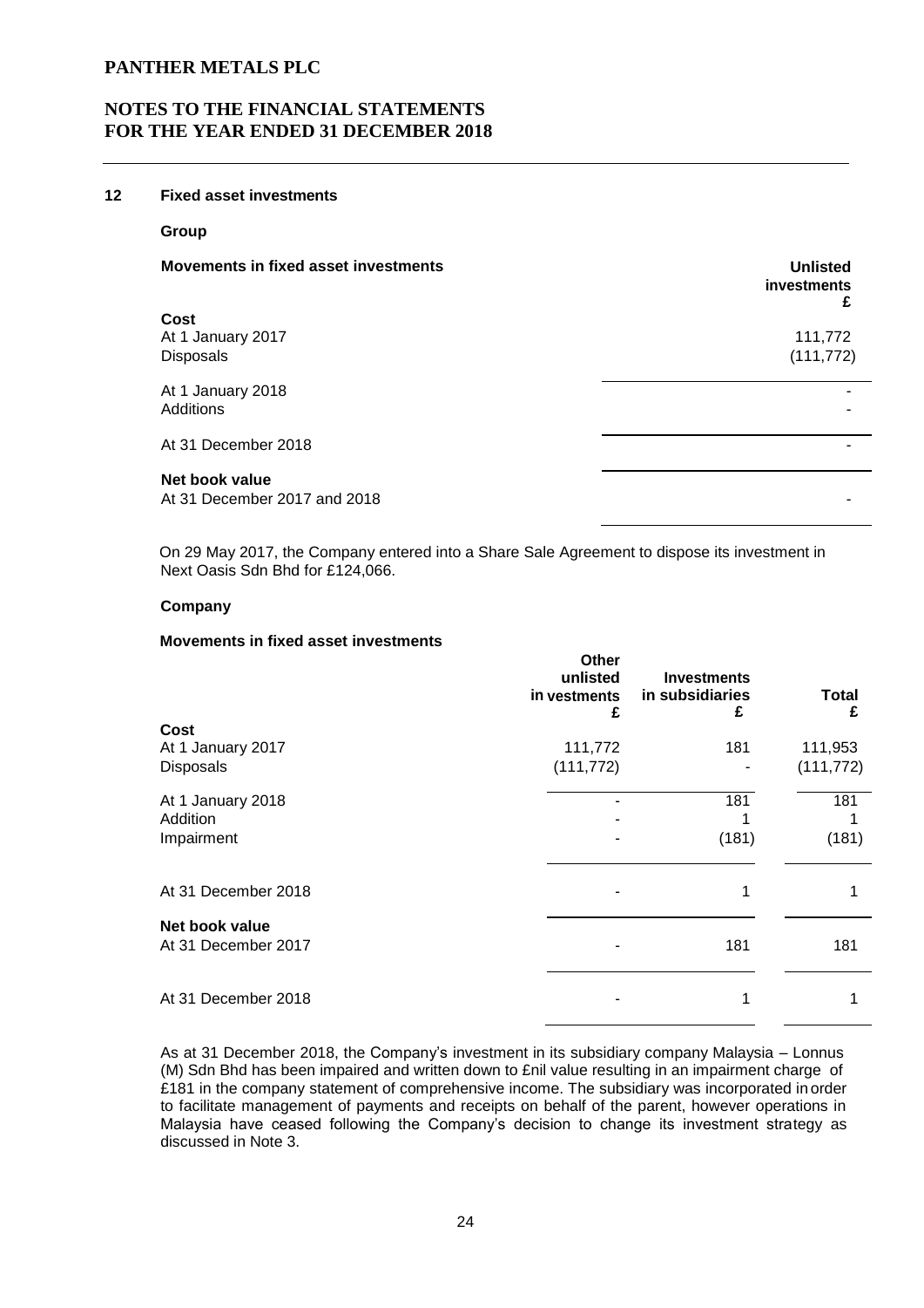## 12 Fixed asset investments

### Group

**Movements in fixed asset investments**

| | Unlisted investments £ |
|---|---|
| **Cost** | |
| At 1 January 2017 | 111,772 |
| Disposals | (111,772) |
| At 1 January 2018 | - |
| Additions | - |
| At 31 December 2018 | - |
| **Net book value** | |
| At 31 December 2017 and 2018 | - |

On 29 May 2017, the Company entered into a Share Sale Agreement to dispose its investment in Next Oasis Sdn Bhd for £124,066.

### Company

**Movements in fixed asset investments**

| | Other unlisted investments £ | Investments in subsidiaries £ | Total £ |
|---|---|---|---|
| **Cost** | | | |
| At 1 January 2017 | 111,772 | 181 | 111,953 |
| Disposals | (111,772) | - | (111,772) |
| At 1 January 2018 | - | 181 | 181 |
| Addition | - | 1 | 1 |
| Impairment | - | (181) | (181) |
| At 31 December 2018 | - | 1 | 1 |
| **Net book value** | | | |
| At 31 December 2017 | - | 181 | 181 |
| At 31 December 2018 | - | 1 | 1 |

As at 31 December 2018, the Company's investment in its subsidiary company Malaysia – Lonnus (M) Sdn Bhd has been impaired and written down to £nil value resulting in an impairment charge of £181 in the company statement of comprehensive income. The subsidiary was incorporated in order to facilitate management of payments and receipts on behalf of the parent, however operations in Malaysia have ceased following the Company's decision to change its investment strategy as discussed in Note 3.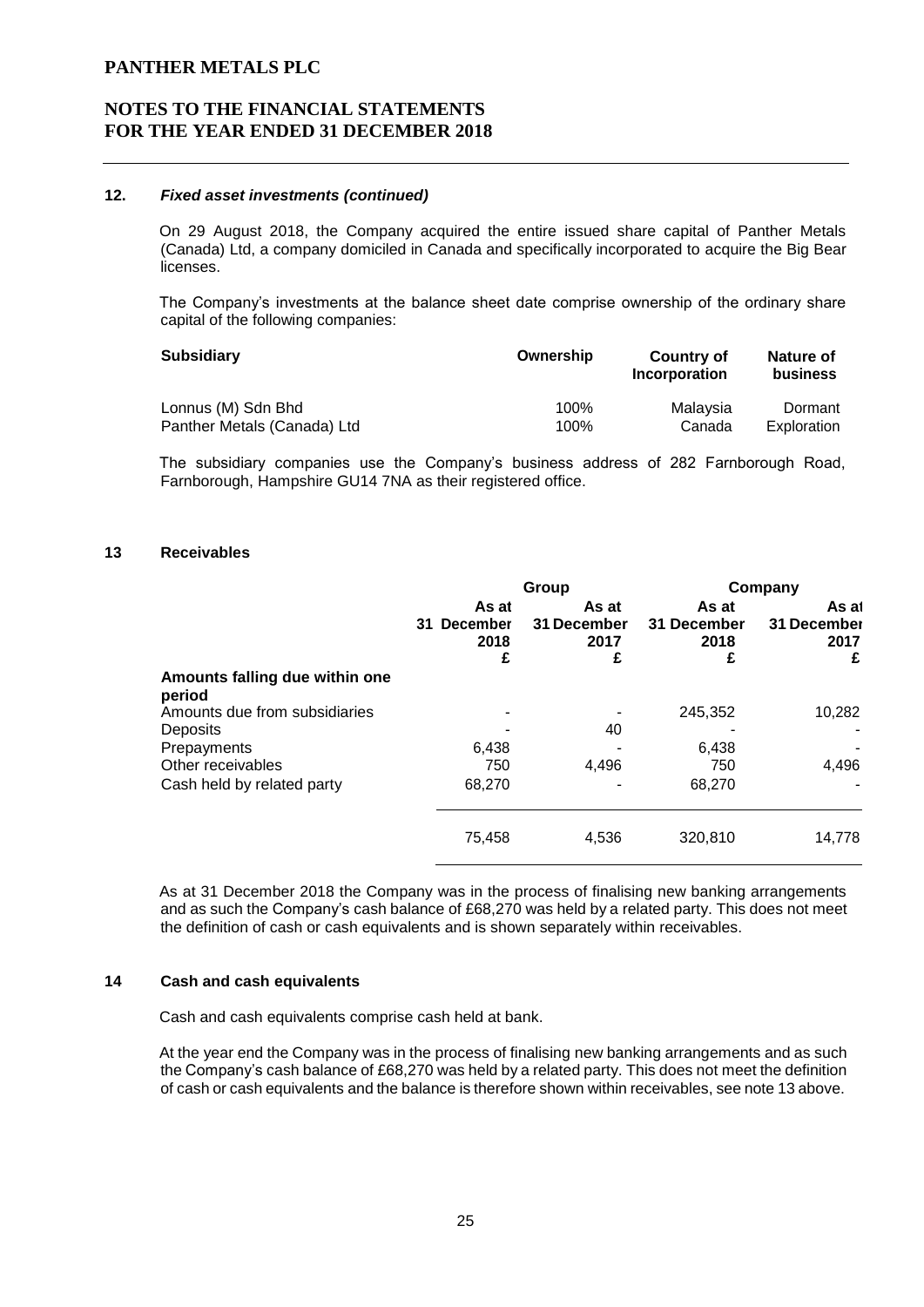## 12. *Fixed asset investments (continued)*

On 29 August 2018, the Company acquired the entire issued share capital of Panther Metals (Canada) Ltd, a company domiciled in Canada and specifically incorporated to acquire the Big Bear licenses.

The Company's investments at the balance sheet date comprise ownership of the ordinary share capital of the following companies:

| Subsidiary | Ownership | Country of Incorporation | Nature of business |
|---|---|---|---|
| Lonnus (M) Sdn Bhd | 100% | Malaysia | Dormant |
| Panther Metals (Canada) Ltd | 100% | Canada | Exploration |

The subsidiary companies use the Company's business address of 282 Farnborough Road, Farnborough, Hampshire GU14 7NA as their registered office.

## 13 Receivables

| | Group | | Company | |
|---|---|---|---|---|
| | As at 31 December 2018 £ | As at 31 December 2017 £ | As at 31 December 2018 £ | As at 31 December 2017 £ |
| **Amounts falling due within one period** | | | | |
| Amounts due from subsidiaries | - | - | 245,352 | 10,282 |
| Deposits | - | 40 | - | - |
| Prepayments | 6,438 | - | 6,438 | - |
| Other receivables | 750 | 4,496 | 750 | 4,496 |
| Cash held by related party | 68,270 | - | 68,270 | - |
| | 75,458 | 4,536 | 320,810 | 14,778 |

As at 31 December 2018 the Company was in the process of finalising new banking arrangements and as such the Company's cash balance of £68,270 was held by a related party. This does not meet the definition of cash or cash equivalents and is shown separately within receivables.

## 14 Cash and cash equivalents

Cash and cash equivalents comprise cash held at bank.

At the year end the Company was in the process of finalising new banking arrangements and as such the Company's cash balance of £68,270 was held by a related party. This does not meet the definition of cash or cash equivalents and the balance is therefore shown within receivables, see note 13 above.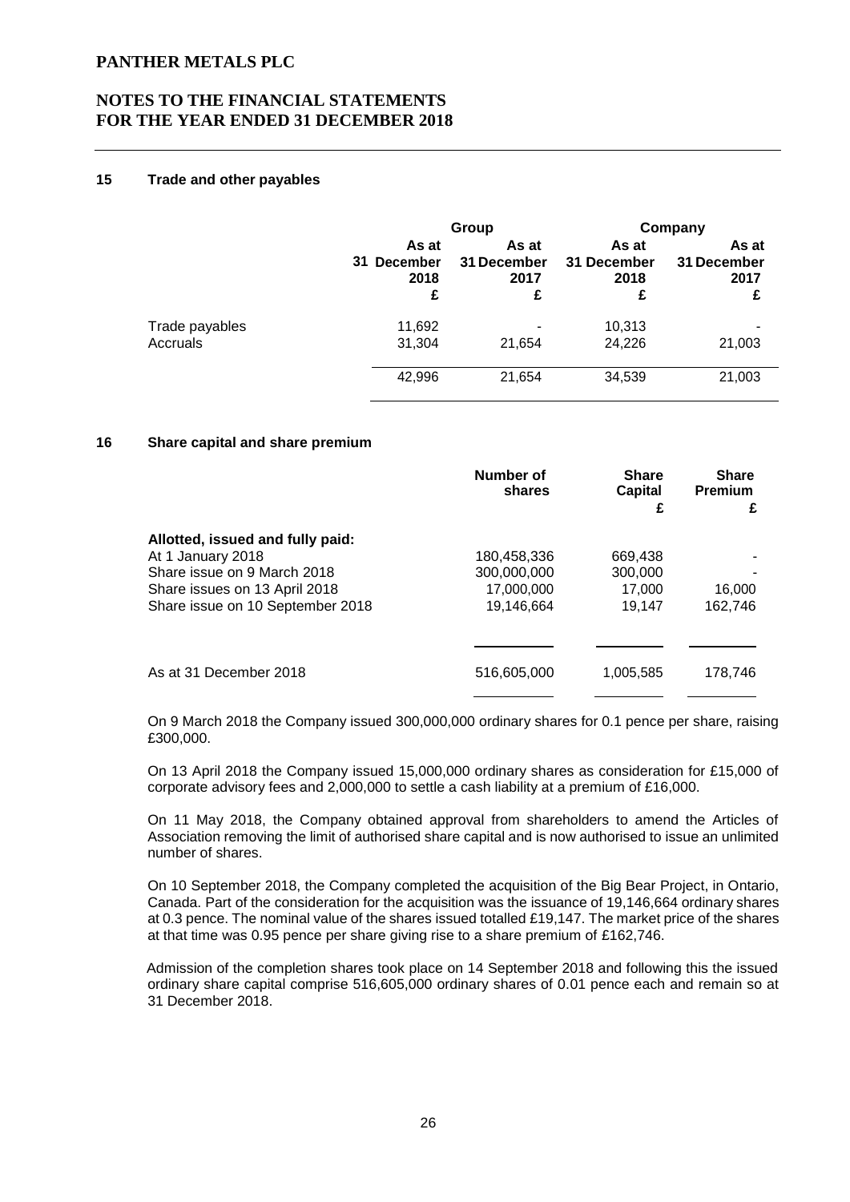## 15 Trade and other payables

| | Group | | Company | |
|---|---|---|---|---|
| | As at 31 December 2018 £ | As at 31 December 2017 £ | As at 31 December 2018 £ | As at 31 December 2017 £ |
| Trade payables | 11,692 | - | 10,313 | - |
| Accruals | 31,304 | 21,654 | 24,226 | 21,003 |
| | 42,996 | 21,654 | 34,539 | 21,003 |

## 16 Share capital and share premium

| | Number of shares | Share Capital £ | Share Premium £ |
|---|---|---|---|
| **Allotted, issued and fully paid:** | | | |
| At 1 January 2018 | 180,458,336 | 669,438 | - |
| Share issue on 9 March 2018 | 300,000,000 | 300,000 | - |
| Share issues on 13 April 2018 | 17,000,000 | 17,000 | 16,000 |
| Share issue on 10 September 2018 | 19,146,664 | 19,147 | 162,746 |
| As at 31 December 2018 | 516,605,000 | 1,005,585 | 178,746 |

On 9 March 2018 the Company issued 300,000,000 ordinary shares for 0.1 pence per share, raising £300,000.

On 13 April 2018 the Company issued 15,000,000 ordinary shares as consideration for £15,000 of corporate advisory fees and 2,000,000 to settle a cash liability at a premium of £16,000.

On 11 May 2018, the Company obtained approval from shareholders to amend the Articles of Association removing the limit of authorised share capital and is now authorised to issue an unlimited number of shares.

On 10 September 2018, the Company completed the acquisition of the Big Bear Project, in Ontario, Canada. Part of the consideration for the acquisition was the issuance of 19,146,664 ordinary shares at 0.3 pence. The nominal value of the shares issued totalled £19,147. The market price of the shares at that time was 0.95 pence per share giving rise to a share premium of £162,746.

Admission of the completion shares took place on 14 September 2018 and following this the issued ordinary share capital comprise 516,605,000 ordinary shares of 0.01 pence each and remain so at 31 December 2018.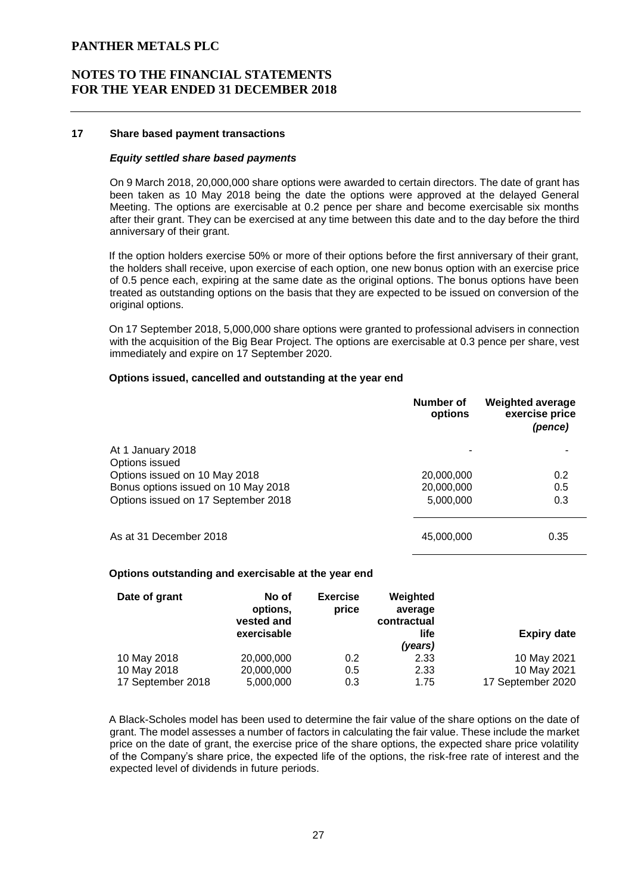## 17 Share based payment transactions

### *Equity settled share based payments*

On 9 March 2018, 20,000,000 share options were awarded to certain directors. The date of grant has been taken as 10 May 2018 being the date the options were approved at the delayed General Meeting. The options are exercisable at 0.2 pence per share and become exercisable six months after their grant. They can be exercised at any time between this date and to the day before the third anniversary of their grant.

If the option holders exercise 50% or more of their options before the first anniversary of their grant, the holders shall receive, upon exercise of each option, one new bonus option with an exercise price of 0.5 pence each, expiring at the same date as the original options. The bonus options have been treated as outstanding options on the basis that they are expected to be issued on conversion of the original options.

On 17 September 2018, 5,000,000 share options were granted to professional advisers in connection with the acquisition of the Big Bear Project. The options are exercisable at 0.3 pence per share, vest immediately and expire on 17 September 2020.

**Options issued, cancelled and outstanding at the year end**

| | Number of options | Weighted average exercise price *(pence)* |
|---|---|---|
| At 1 January 2018 | - | - |
| Options issued | | |
| Options issued on 10 May 2018 | 20,000,000 | 0.2 |
| Bonus options issued on 10 May 2018 | 20,000,000 | 0.5 |
| Options issued on 17 September 2018 | 5,000,000 | 0.3 |
| As at 31 December 2018 | 45,000,000 | 0.35 |

**Options outstanding and exercisable at the year end**

| Date of grant | No of options, vested and exercisable | Exercise price | Weighted average contractual life *(years)* | Expiry date |
|---|---|---|---|---|
| 10 May 2018 | 20,000,000 | 0.2 | 2.33 | 10 May 2021 |
| 10 May 2018 | 20,000,000 | 0.5 | 2.33 | 10 May 2021 |
| 17 September 2018 | 5,000,000 | 0.3 | 1.75 | 17 September 2020 |

A Black-Scholes model has been used to determine the fair value of the share options on the date of grant. The model assesses a number of factors in calculating the fair value. These include the market price on the date of grant, the exercise price of the share options, the expected share price volatility of the Company's share price, the expected life of the options, the risk-free rate of interest and the expected level of dividends in future periods.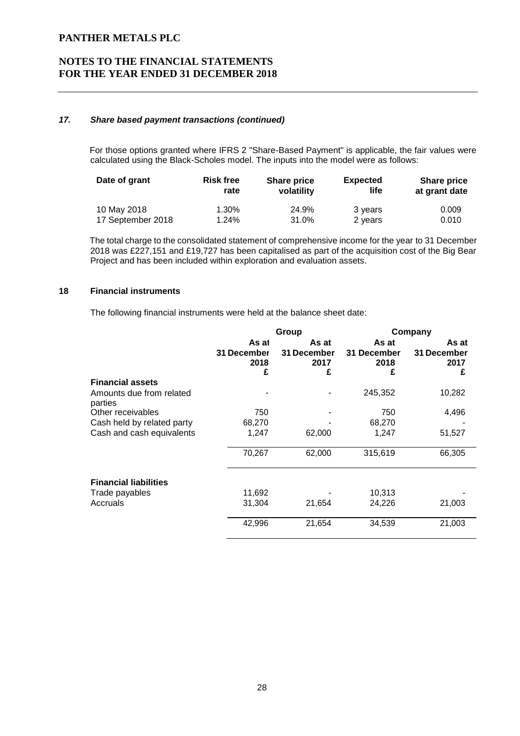### *17. Share based payment transactions (continued)*

For those options granted where IFRS 2 "Share-Based Payment" is applicable, the fair values were calculated using the Black-Scholes model. The inputs into the model were as follows:

| Date of grant | Risk free rate | Share price volatility | Expected life | Share price at grant date |
|---|---|---|---|---|
| 10 May 2018 | 1.30% | 24.9% | 3 years | 0.009 |
| 17 September 2018 | 1.24% | 31.0% | 2 years | 0.010 |

The total charge to the consolidated statement of comprehensive income for the year to 31 December 2018 was £227,151 and £19,727 has been capitalised as part of the acquisition cost of the Big Bear Project and has been included within exploration and evaluation assets.

### 18 Financial instruments

The following financial instruments were held at the balance sheet date:

| | Group | | Company | |
|---|---|---|---|---|
| | As at 31 December 2018 £ | As at 31 December 2017 £ | As at 31 December 2018 £ | As at 31 December 2017 £ |
| **Financial assets** | | | | |
| Amounts due from related parties | - | - | 245,352 | 10,282 |
| Other receivables | 750 | - | 750 | 4,496 |
| Cash held by related party | 68,270 | - | 68,270 | - |
| Cash and cash equivalents | 1,247 | 62,000 | 1,247 | 51,527 |
| | 70,267 | 62,000 | 315,619 | 66,305 |
| **Financial liabilities** | | | | |
| Trade payables | 11,692 | - | 10,313 | - |
| Accruals | 31,304 | 21,654 | 24,226 | 21,003 |
| | 42,996 | 21,654 | 34,539 | 21,003 |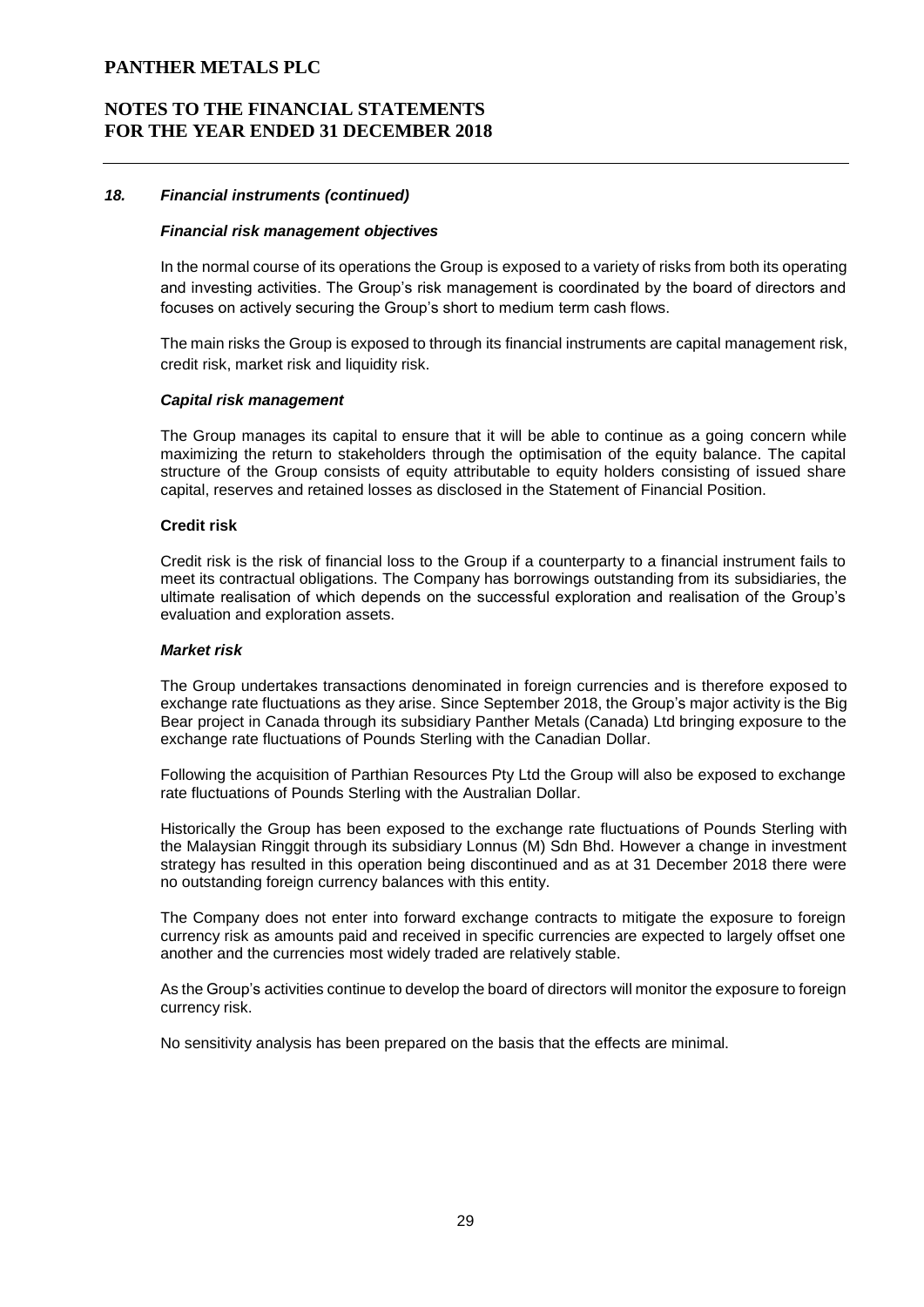### *18. Financial instruments (continued)*

#### *Financial risk management objectives*

In the normal course of its operations the Group is exposed to a variety of risks from both its operating and investing activities. The Group's risk management is coordinated by the board of directors and focuses on actively securing the Group's short to medium term cash flows.

The main risks the Group is exposed to through its financial instruments are capital management risk, credit risk, market risk and liquidity risk.

#### *Capital risk management*

The Group manages its capital to ensure that it will be able to continue as a going concern while maximizing the return to stakeholders through the optimisation of the equity balance. The capital structure of the Group consists of equity attributable to equity holders consisting of issued share capital, reserves and retained losses as disclosed in the Statement of Financial Position.

#### **Credit risk**

Credit risk is the risk of financial loss to the Group if a counterparty to a financial instrument fails to meet its contractual obligations. The Company has borrowings outstanding from its subsidiaries, the ultimate realisation of which depends on the successful exploration and realisation of the Group's evaluation and exploration assets.

#### *Market risk*

The Group undertakes transactions denominated in foreign currencies and is therefore exposed to exchange rate fluctuations as they arise. Since September 2018, the Group's major activity is the Big Bear project in Canada through its subsidiary Panther Metals (Canada) Ltd bringing exposure to the exchange rate fluctuations of Pounds Sterling with the Canadian Dollar.

Following the acquisition of Parthian Resources Pty Ltd the Group will also be exposed to exchange rate fluctuations of Pounds Sterling with the Australian Dollar.

Historically the Group has been exposed to the exchange rate fluctuations of Pounds Sterling with the Malaysian Ringgit through its subsidiary Lonnus (M) Sdn Bhd. However a change in investment strategy has resulted in this operation being discontinued and as at 31 December 2018 there were no outstanding foreign currency balances with this entity.

The Company does not enter into forward exchange contracts to mitigate the exposure to foreign currency risk as amounts paid and received in specific currencies are expected to largely offset one another and the currencies most widely traded are relatively stable.

As the Group's activities continue to develop the board of directors will monitor the exposure to foreign currency risk.

No sensitivity analysis has been prepared on the basis that the effects are minimal.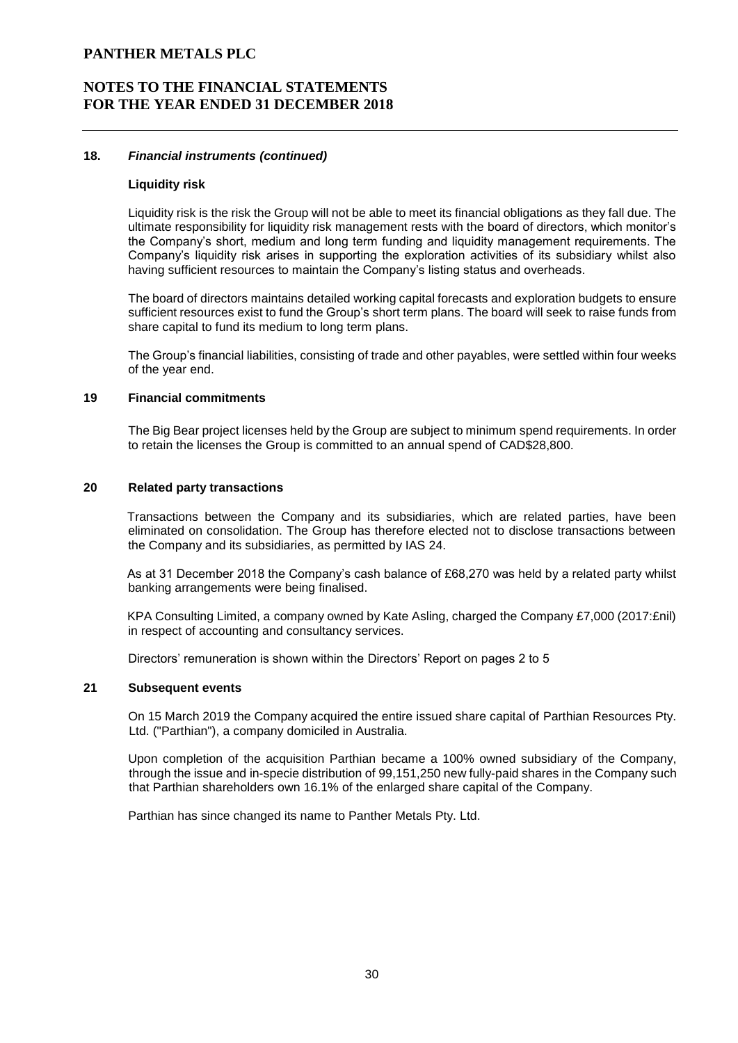## 18. *Financial instruments (continued)*

### Liquidity risk

Liquidity risk is the risk the Group will not be able to meet its financial obligations as they fall due. The ultimate responsibility for liquidity risk management rests with the board of directors, which monitor's the Company's short, medium and long term funding and liquidity management requirements. The Company's liquidity risk arises in supporting the exploration activities of its subsidiary whilst also having sufficient resources to maintain the Company's listing status and overheads.

The board of directors maintains detailed working capital forecasts and exploration budgets to ensure sufficient resources exist to fund the Group's short term plans. The board will seek to raise funds from share capital to fund its medium to long term plans.

The Group's financial liabilities, consisting of trade and other payables, were settled within four weeks of the year end.

## 19 Financial commitments

The Big Bear project licenses held by the Group are subject to minimum spend requirements. In order to retain the licenses the Group is committed to an annual spend of CAD$28,800.

## 20 Related party transactions

Transactions between the Company and its subsidiaries, which are related parties, have been eliminated on consolidation. The Group has therefore elected not to disclose transactions between the Company and its subsidiaries, as permitted by IAS 24.

As at 31 December 2018 the Company's cash balance of £68,270 was held by a related party whilst banking arrangements were being finalised.

KPA Consulting Limited, a company owned by Kate Asling, charged the Company £7,000 (2017:£nil) in respect of accounting and consultancy services.

Directors' remuneration is shown within the Directors' Report on pages 2 to 5

## 21 Subsequent events

On 15 March 2019 the Company acquired the entire issued share capital of Parthian Resources Pty. Ltd. ("Parthian"), a company domiciled in Australia.

Upon completion of the acquisition Parthian became a 100% owned subsidiary of the Company, through the issue and in-specie distribution of 99,151,250 new fully-paid shares in the Company such that Parthian shareholders own 16.1% of the enlarged share capital of the Company.

Parthian has since changed its name to Panther Metals Pty. Ltd.